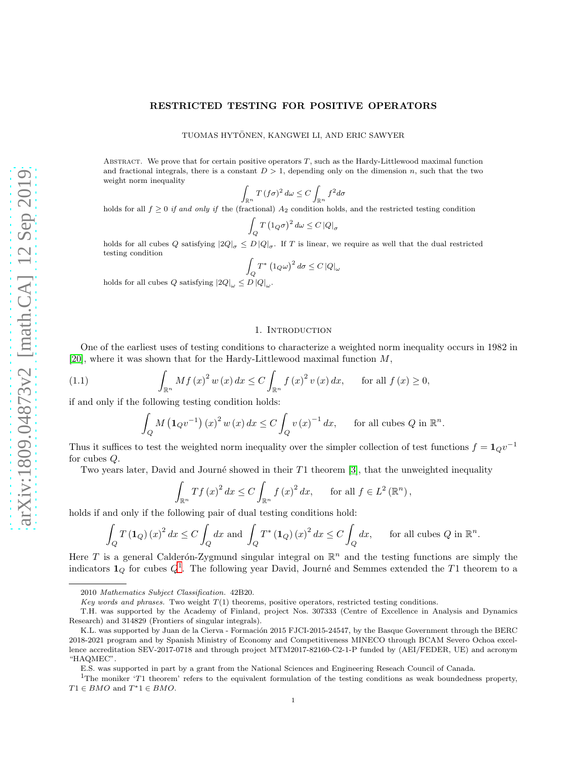# RESTRICTED TESTING FOR POSITIVE OPERATORS

TUOMAS HYTÖNEN, KANGWEI LI, AND ERIC SAWYER

Abstract. We prove that for certain positive operators $T$, such as the Hardy-Littlewood maximal function and fractional integrals, there is a constant $D > 1$, depending only on the dimension $n$, such that the two weight norm inequality

$$\int_{\mathbb{R}^n} T(f\sigma)^2 d\omega \le C \int_{\mathbb{R}^n} f^2 d\sigma$$

holds for all $f \ge 0$ *if and only if* the (fractional) $A_2$ condition holds, and the restricted testing condition

$$\int_Q T(1_Q\sigma)^2 d\omega \le C |Q|_\sigma$$

holds for all cubes $Q$ satisfying $|2Q|_\sigma \le D |Q|_\sigma$. If $T$ is linear, we require as well that the dual restricted testing condition

$$\int_Q T^*(1_Q\omega)^2 d\sigma \le C |Q|_\omega$$

holds for all cubes $Q$ satisfying $|2Q|_\omega \le D |Q|_\omega$.

## 1. Introduction

One of the earliest uses of testing conditions to characterize a weighted norm inequality occurs in 1982 in [20], where it was shown that for the Hardy-Littlewood maximal function $M$,

$$\int_{\mathbb{R}^n} Mf(x)^2 w(x)\, dx \le C \int_{\mathbb{R}^n} f(x)^2 v(x)\, dx, \qquad \text{for all } f(x) \ge 0, \tag{1.1}$$

if and only if the following testing condition holds:

$$\int_Q M\left(\mathbf{1}_Q v^{-1}\right)(x)^2 w(x)\, dx \le C \int_Q v(x)^{-1} dx, \qquad \text{for all cubes } Q \text{ in } \mathbb{R}^n.$$

Thus it suffices to test the weighted norm inequality over the simpler collection of test functions $f = \mathbf{1}_Q v^{-1}$ for cubes $Q$.

Two years later, David and Journé showed in their $T1$ theorem [3], that the unweighted inequality

$$\int_{\mathbb{R}^n} Tf(x)^2 dx \le C \int_{\mathbb{R}^n} f(x)^2 dx, \qquad \text{for all } f \in L^2(\mathbb{R}^n),$$

holds if and only if the following pair of dual testing conditions hold:

$$\int_Q T(\mathbf{1}_Q)(x)^2 dx \le C \int_Q dx \text{ and } \int_Q T^*(\mathbf{1}_Q)(x)^2 dx \le C \int_Q dx, \qquad \text{for all cubes } Q \text{ in } \mathbb{R}^n.$$

Here $T$ is a general Calderón-Zygmund singular integral on $\mathbb{R}^n$ and the testing functions are simply the indicators $\mathbf{1}_Q$ for cubes $Q$[1]. The following year David, Journé and Semmes extended the $T1$ theorem to a

---

2010 *Mathematics Subject Classification.* 42B20.

*Key words and phrases.* Two weight $T(1)$ theorems, positive operators, restricted testing conditions.

T.H. was supported by the Academy of Finland, project Nos. 307333 (Centre of Excellence in Analysis and Dynamics Research) and 314829 (Frontiers of singular integrals).

K.L. was supported by Juan de la Cierva - Formación 2015 FJCI-2015-24547, by the Basque Government through the BERC 2018-2021 program and by Spanish Ministry of Economy and Competitiveness MINECO through BCAM Severo Ochoa excellence accreditation SEV-2017-0718 and through project MTM2017-82160-C2-1-P funded by (AEI/FEDER, UE) and acronym "HAQMEC".

E.S. was supported in part by a grant from the National Sciences and Engineering Reseach Council of Canada.

[1] The moniker '$T1$ theorem' refers to the equivalent formulation of the testing conditions as weak boundedness property, $T1 \in BMO$ and $T^*1 \in BMO$.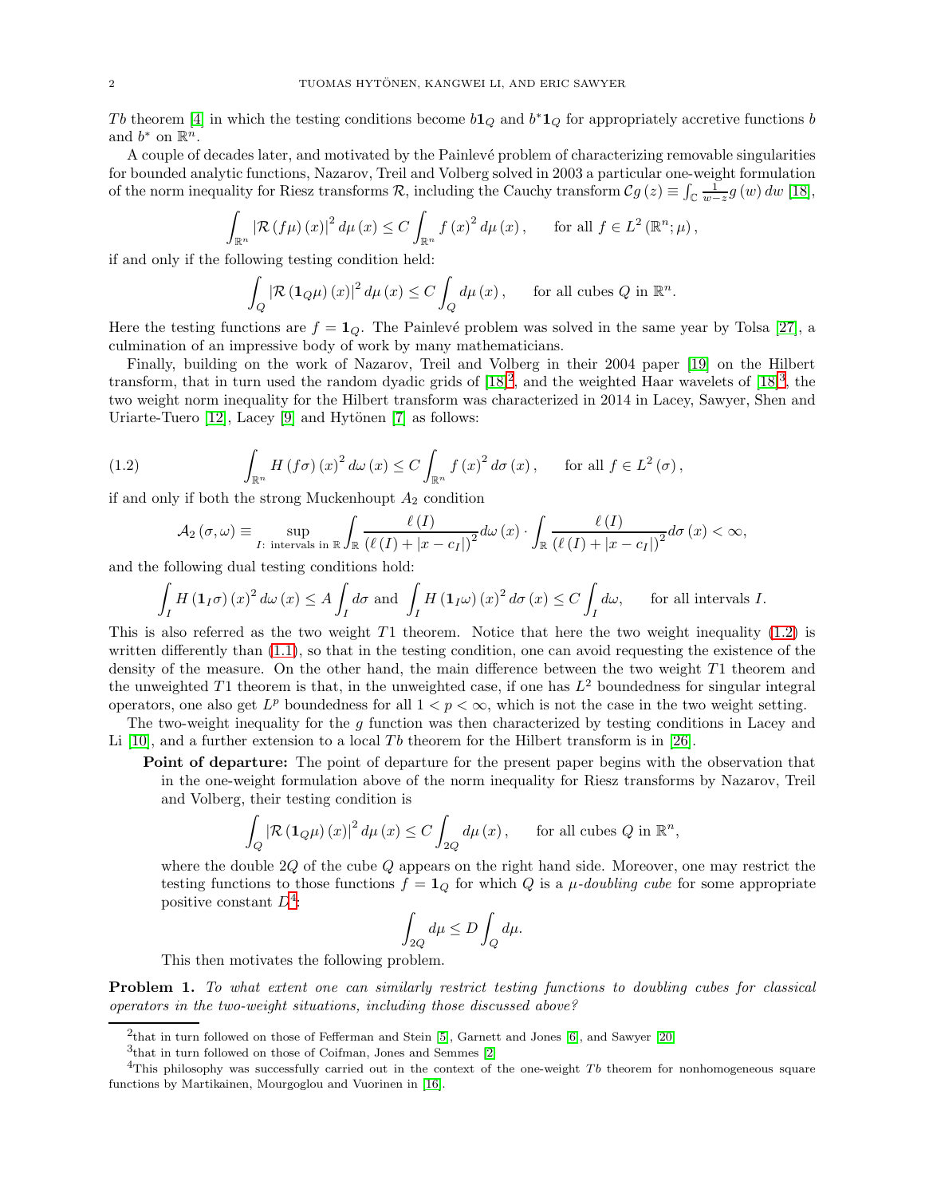$Tb$ theorem [4] in which the testing conditions become $b\mathbf{1}_Q$ and $b^*\mathbf{1}_Q$ for appropriately accretive functions $b$ and $b^*$ on $\mathbb{R}^n$.

A couple of decades later, and motivated by the Painlevé problem of characterizing removable singularities for bounded analytic functions, Nazarov, Treil and Volberg solved in 2003 a particular one-weight formulation of the norm inequality for Riesz transforms $\mathcal{R}$, including the Cauchy transform $\mathcal{C}g(z) \equiv \int_{\mathbb{C}} \frac{1}{w-z} g(w)\, dw$ [18],

$$\int_{\mathbb{R}^n} |\mathcal{R}(f\mu)(x)|^2 \, d\mu(x) \leq C \int_{\mathbb{R}^n} f(x)^2 \, d\mu(x), \qquad \text{for all } f \in L^2(\mathbb{R}^n; \mu),$$

if and only if the following testing condition held:

$$\int_Q |\mathcal{R}(\mathbf{1}_Q \mu)(x)|^2 \, d\mu(x) \leq C \int_Q d\mu(x), \qquad \text{for all cubes } Q \text{ in } \mathbb{R}^n.$$

Here the testing functions are $f = \mathbf{1}_Q$. The Painlevé problem was solved in the same year by Tolsa [27], a culmination of an impressive body of work by many mathematicians.

Finally, building on the work of Nazarov, Treil and Volberg in their 2004 paper [19] on the Hilbert transform, that in turn used the random dyadic grids of [18][2], and the weighted Haar wavelets of [18][3], the two weight norm inequality for the Hilbert transform was characterized in 2014 in Lacey, Sawyer, Shen and Uriarte-Tuero [12], Lacey [9] and Hytönen [7] as follows:

$$\int_{\mathbb{R}^n} H(f\sigma)(x)^2 \, d\omega(x) \leq C \int_{\mathbb{R}^n} f(x)^2 \, d\sigma(x), \qquad \text{for all } f \in L^2(\sigma), \tag{1.2}$$

if and only if both the strong Muckenhoupt $A_2$ condition

$$\mathcal{A}_2(\sigma, \omega) \equiv \sup_{I: \text{ intervals in } \mathbb{R}} \int_{\mathbb{R}} \frac{\ell(I)}{(\ell(I) + |x - c_I|)^2} d\omega(x) \cdot \int_{\mathbb{R}} \frac{\ell(I)}{(\ell(I) + |x - c_I|)^2} d\sigma(x) < \infty,$$

and the following dual testing conditions hold:

$$\int_I H(\mathbf{1}_I \sigma)(x)^2 \, d\omega(x) \leq A \int_I d\sigma \text{ and } \int_I H(\mathbf{1}_I \omega)(x)^2 \, d\sigma(x) \leq C \int_I d\omega, \qquad \text{for all intervals } I.$$

This is also referred as the two weight $T1$ theorem. Notice that here the two weight inequality (1.2) is written differently than (1.1), so that in the testing condition, one can avoid requesting the existence of the density of the measure. On the other hand, the main difference between the two weight $T1$ theorem and the unweighted $T1$ theorem is that, in the unweighted case, if one has $L^2$ boundedness for singular integral operators, one also get $L^p$ boundedness for all $1 < p < \infty$, which is not the case in the two weight setting.

The two-weight inequality for the $g$ function was then characterized by testing conditions in Lacey and Li [10], and a further extension to a local $Tb$ theorem for the Hilbert transform is in [26].

**Point of departure:** The point of departure for the present paper begins with the observation that in the one-weight formulation above of the norm inequality for Riesz transforms by Nazarov, Treil and Volberg, their testing condition is

$$\int_Q |\mathcal{R}(\mathbf{1}_Q \mu)(x)|^2 \, d\mu(x) \leq C \int_{2Q} d\mu(x), \qquad \text{for all cubes } Q \text{ in } \mathbb{R}^n,$$

where the double $2Q$ of the cube $Q$ appears on the right hand side. Moreover, one may restrict the testing functions to those functions $f = \mathbf{1}_Q$ for which $Q$ is a *$\mu$-doubling cube* for some appropriate positive constant $D$[4]:

$$\int_{2Q} d\mu \leq D \int_Q d\mu.$$

This then motivates the following problem.

**Problem 1.** *To what extent one can similarly restrict testing functions to doubling cubes for classical operators in the two-weight situations, including those discussed above?*

---

[2] that in turn followed on those of Fefferman and Stein [5], Garnett and Jones [6], and Sawyer [20]

[3] that in turn followed on those of Coifman, Jones and Semmes [2]

[4] This philosophy was successfully carried out in the context of the one-weight $Tb$ theorem for nonhomogeneous square functions by Martikainen, Mourgoglou and Vuorinen in [16].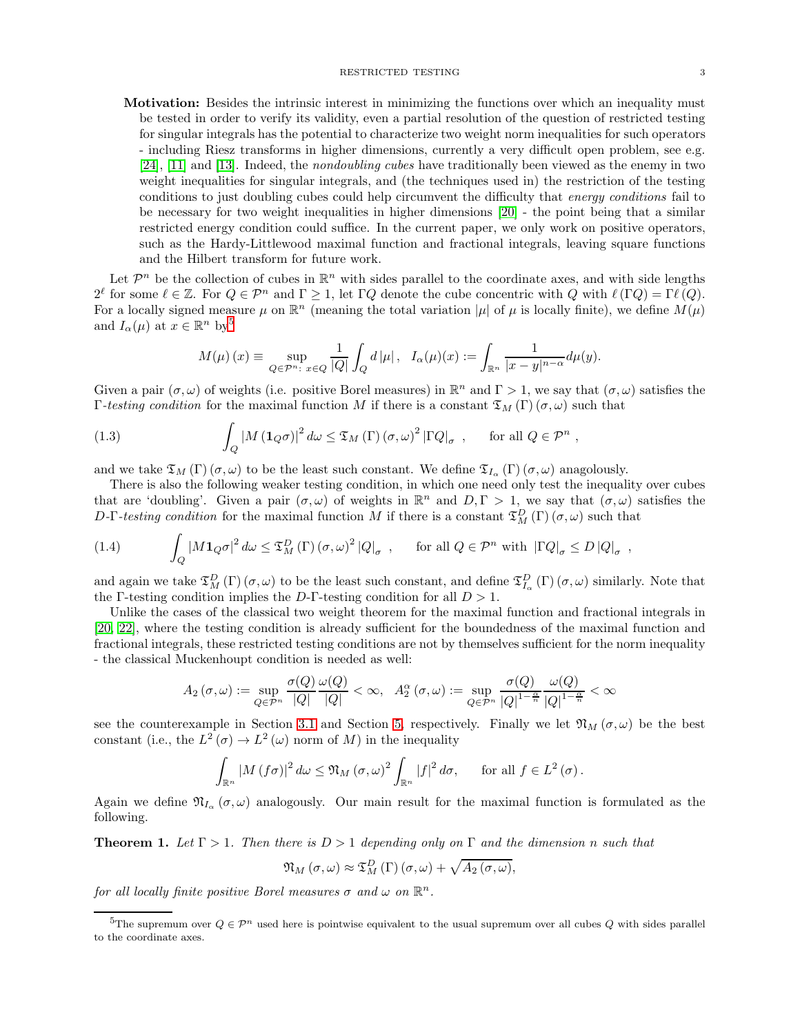**Motivation:** Besides the intrinsic interest in minimizing the functions over which an inequality must be tested in order to verify its validity, even a partial resolution of the question of restricted testing for singular integrals has the potential to characterize two weight norm inequalities for such operators - including Riesz transforms in higher dimensions, currently a very difficult open problem, see e.g. [24], [11] and [13]. Indeed, the *nondoubling cubes* have traditionally been viewed as the enemy in two weight inequalities for singular integrals, and (the techniques used in) the restriction of the testing conditions to just doubling cubes could help circumvent the difficulty that *energy conditions* fail to be necessary for two weight inequalities in higher dimensions [20] - the point being that a similar restricted energy condition could suffice. In the current paper, we only work on positive operators, such as the Hardy-Littlewood maximal function and fractional integrals, leaving square functions and the Hilbert transform for future work.

Let $\mathcal{P}^n$ be the collection of cubes in $\mathbb{R}^n$ with sides parallel to the coordinate axes, and with side lengths $2^\ell$ for some $\ell \in \mathbb{Z}$. For $Q \in \mathcal{P}^n$ and $\Gamma \geq 1$, let $\Gamma Q$ denote the cube concentric with $Q$ with $\ell(\Gamma Q) = \Gamma \ell(Q)$. For a locally signed measure $\mu$ on $\mathbb{R}^n$ (meaning the total variation $|\mu|$ of $\mu$ is locally finite), we define $M(\mu)$ and $I_\alpha(\mu)$ at $x \in \mathbb{R}^n$ by[5]

$$M(\mu)(x) \equiv \sup_{Q \in \mathcal{P}^n:\ x \in Q} \frac{1}{|Q|}\int_Q d|\mu|\,, \quad I_\alpha(\mu)(x) := \int_{\mathbb{R}^n} \frac{1}{|x-y|^{n-\alpha}} d\mu(y).$$

Given a pair $(\sigma, \omega)$ of weights (i.e. positive Borel measures) in $\mathbb{R}^n$ and $\Gamma > 1$, we say that $(\sigma, \omega)$ satisfies the $\Gamma$-*testing condition* for the maximal function $M$ if there is a constant $\mathfrak{T}_M(\Gamma)(\sigma,\omega)$ such that

$$\int_Q |M(\mathbf{1}_Q \sigma)|^2 d\omega \leq \mathfrak{T}_M(\Gamma)(\sigma,\omega)^2 |\Gamma Q|_\sigma \ , \qquad \text{for all } Q \in \mathcal{P}^n \ , \tag{1.3}$$

and we take $\mathfrak{T}_M(\Gamma)(\sigma,\omega)$ to be the least such constant. We define $\mathfrak{T}_{I_\alpha}(\Gamma)(\sigma,\omega)$ anagolously.

There is also the following weaker testing condition, in which one need only test the inequality over cubes that are 'doubling'. Given a pair $(\sigma, \omega)$ of weights in $\mathbb{R}^n$ and $D, \Gamma > 1$, we say that $(\sigma, \omega)$ satisfies the $D$-$\Gamma$-*testing condition* for the maximal function $M$ if there is a constant $\mathfrak{T}_M^D(\Gamma)(\sigma,\omega)$ such that

$$\int_Q |M\mathbf{1}_Q\sigma|^2 d\omega \leq \mathfrak{T}_M^D(\Gamma)(\sigma,\omega)^2 |Q|_\sigma \ , \qquad \text{for all } Q \in \mathcal{P}^n \text{ with } |\Gamma Q|_\sigma \leq D|Q|_\sigma \ , \tag{1.4}$$

and again we take $\mathfrak{T}_M^D(\Gamma)(\sigma,\omega)$ to be the least such constant, and define $\mathfrak{T}_{I_\alpha}^D(\Gamma)(\sigma,\omega)$ similarly. Note that the $\Gamma$-testing condition implies the $D$-$\Gamma$-testing condition for all $D > 1$.

Unlike the cases of the classical two weight theorem for the maximal function and fractional integrals in [20, 22], where the testing condition is already sufficient for the boundedness of the maximal function and fractional integrals, these restricted testing conditions are not by themselves sufficient for the norm inequality - the classical Muckenhoupt condition is needed as well:

$$A_2(\sigma,\omega) := \sup_{Q \in \mathcal{P}^n} \frac{\sigma(Q)}{|Q|}\frac{\omega(Q)}{|Q|} < \infty, \quad A_2^\alpha(\sigma,\omega) := \sup_{Q \in \mathcal{P}^n} \frac{\sigma(Q)}{|Q|^{1-\frac{\alpha}{n}}}\frac{\omega(Q)}{|Q|^{1-\frac{\alpha}{n}}} < \infty$$

see the counterexample in Section 3.1 and Section 5, respectively. Finally we let $\mathfrak{N}_M(\sigma,\omega)$ be the best constant (i.e., the $L^2(\sigma) \to L^2(\omega)$ norm of $M$) in the inequality

$$\int_{\mathbb{R}^n} |M(f\sigma)|^2 d\omega \leq \mathfrak{N}_M(\sigma,\omega)^2 \int_{\mathbb{R}^n} |f|^2 d\sigma, \qquad \text{for all } f \in L^2(\sigma).$$

Again we define $\mathfrak{N}_{I_\alpha}(\sigma,\omega)$ analogously. Our main result for the maximal function is formulated as the following.

**Theorem 1.** *Let $\Gamma > 1$. Then there is $D > 1$ depending only on $\Gamma$ and the dimension $n$ such that*

$$\mathfrak{N}_M(\sigma,\omega) \approx \mathfrak{T}_M^D(\Gamma)(\sigma,\omega) + \sqrt{A_2(\sigma,\omega)},$$

*for all locally finite positive Borel measures $\sigma$ and $\omega$ on $\mathbb{R}^n$.*

[5] The supremum over $Q \in \mathcal{P}^n$ used here is pointwise equivalent to the usual supremum over all cubes $Q$ with sides parallel to the coordinate axes.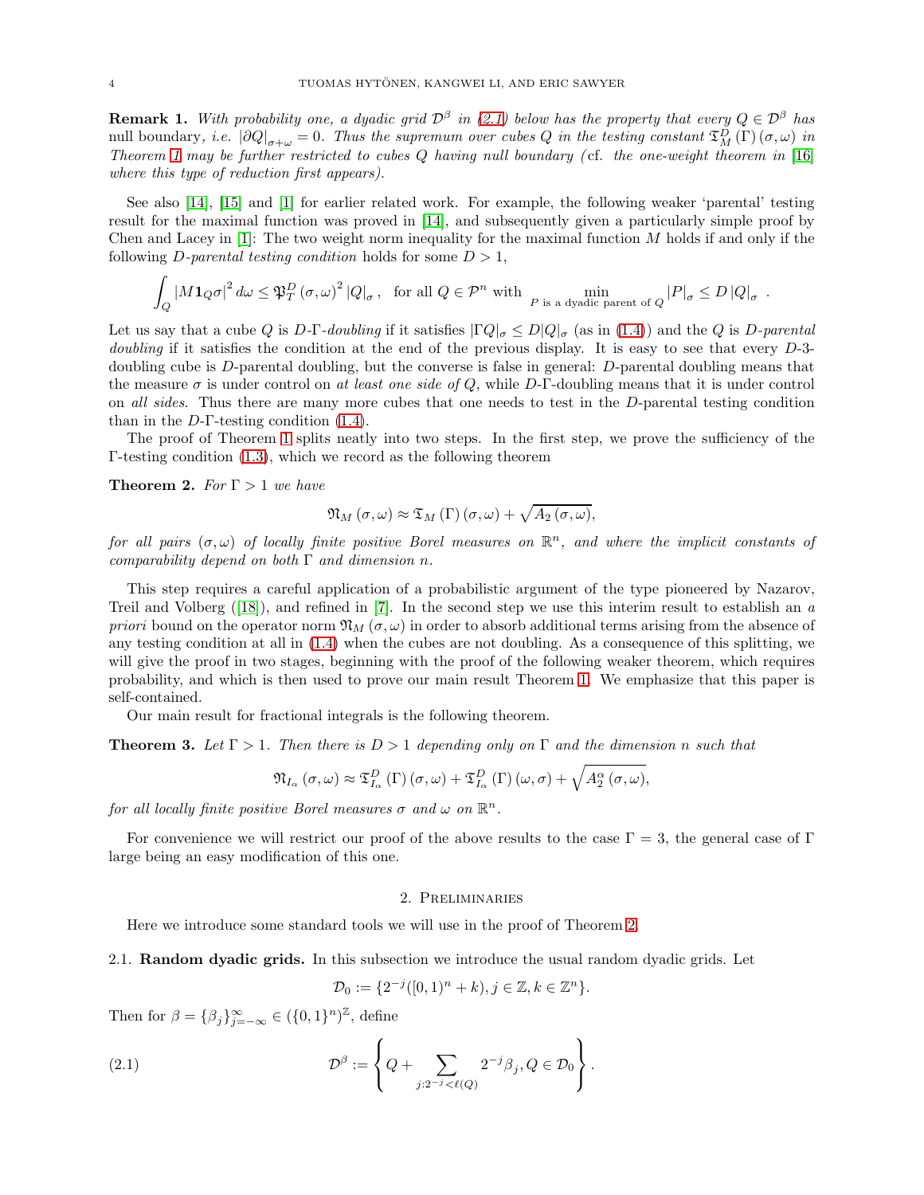**Remark 1.** *With probability one, a dyadic grid $\mathcal{D}^\beta$ in (2.1) below has the property that every $Q \in \mathcal{D}^\beta$ has* null boundary, *i.e.* $|\partial Q|_{\sigma+\omega} = 0$. *Thus the supremum over cubes $Q$ in the testing constant $\mathfrak{T}_M^D(\Gamma)(\sigma,\omega)$ in Theorem 1 may be further restricted to cubes $Q$ having null boundary (*cf. *the one-weight theorem in [16] where this type of reduction first appears).*

See also [14], [15] and [1] for earlier related work. For example, the following weaker 'parental' testing result for the maximal function was proved in [14], and subsequently given a particularly simple proof by Chen and Lacey in [1]: The two weight norm inequality for the maximal function $M$ holds if and only if the following $D$-*parental testing condition* holds for some $D > 1$,

$$\int_Q |M\mathbf{1}_Q\sigma|^2 \, d\omega \leq \mathfrak{P}_T^D(\sigma,\omega)^2 |Q|_\sigma, \quad \text{for all } Q \in \mathcal{P}^n \text{ with } \min_{P \text{ is a dyadic parent of } Q} |P|_\sigma \leq D\,|Q|_\sigma \ .$$

Let us say that a cube $Q$ is $D$-$\Gamma$-*doubling* if it satisfies $|\Gamma Q|_\sigma \leq D|Q|_\sigma$ (as in (1.4)) and the $Q$ is $D$-*parental doubling* if it satisfies the condition at the end of the previous display. It is easy to see that every $D$-3-doubling cube is $D$-parental doubling, but the converse is false in general: $D$-parental doubling means that the measure $\sigma$ is under control on *at least one side of* $Q$, while $D$-$\Gamma$-doubling means that it is under control on *all sides*. Thus there are many more cubes that one needs to test in the $D$-parental testing condition than in the $D$-$\Gamma$-testing condition (1.4).

The proof of Theorem 1 splits neatly into two steps. In the first step, we prove the sufficiency of the $\Gamma$-testing condition (1.3), which we record as the following theorem

**Theorem 2.** *For $\Gamma > 1$ we have*

$$\mathfrak{N}_M(\sigma,\omega) \approx \mathfrak{T}_M(\Gamma)(\sigma,\omega) + \sqrt{A_2(\sigma,\omega)},$$

*for all pairs $(\sigma,\omega)$ of locally finite positive Borel measures on $\mathbb{R}^n$, and where the implicit constants of comparability depend on both $\Gamma$ and dimension $n$.*

This step requires a careful application of a probabilistic argument of the type pioneered by Nazarov, Treil and Volberg ([18]), and refined in [7]. In the second step we use this interim result to establish an *a priori* bound on the operator norm $\mathfrak{N}_M(\sigma,\omega)$ in order to absorb additional terms arising from the absence of any testing condition at all in (1.4) when the cubes are not doubling. As a consequence of this splitting, we will give the proof in two stages, beginning with the proof of the following weaker theorem, which requires probability, and which is then used to prove our main result Theorem 1. We emphasize that this paper is self-contained.

Our main result for fractional integrals is the following theorem.

**Theorem 3.** *Let $\Gamma > 1$. Then there is $D > 1$ depending only on $\Gamma$ and the dimension $n$ such that*

$$\mathfrak{N}_{I_\alpha}(\sigma,\omega) \approx \mathfrak{T}_{I_\alpha}^D(\Gamma)(\sigma,\omega) + \mathfrak{T}_{I_\alpha}^D(\Gamma)(\omega,\sigma) + \sqrt{A_2^\alpha(\sigma,\omega)},$$

*for all locally finite positive Borel measures $\sigma$ and $\omega$ on $\mathbb{R}^n$.*

For convenience we will restrict our proof of the above results to the case $\Gamma = 3$, the general case of $\Gamma$ large being an easy modification of this one.

## 2. Preliminaries

Here we introduce some standard tools we will use in the proof of Theorem 2.

### 2.1. Random dyadic grids.

In this subsection we introduce the usual random dyadic grids. Let

$$\mathcal{D}_0 := \{2^{-j}([0,1)^n + k), j \in \mathbb{Z}, k \in \mathbb{Z}^n\}.$$

Then for $\beta = \{\beta_j\}_{j=-\infty}^\infty \in (\{0,1\}^n)^{\mathbb{Z}}$, define

$$\mathcal{D}^\beta := \left\{ Q + \sum_{j: 2^{-j} < \ell(Q)} 2^{-j}\beta_j, Q \in \mathcal{D}_0 \right\}. \tag{2.1}$$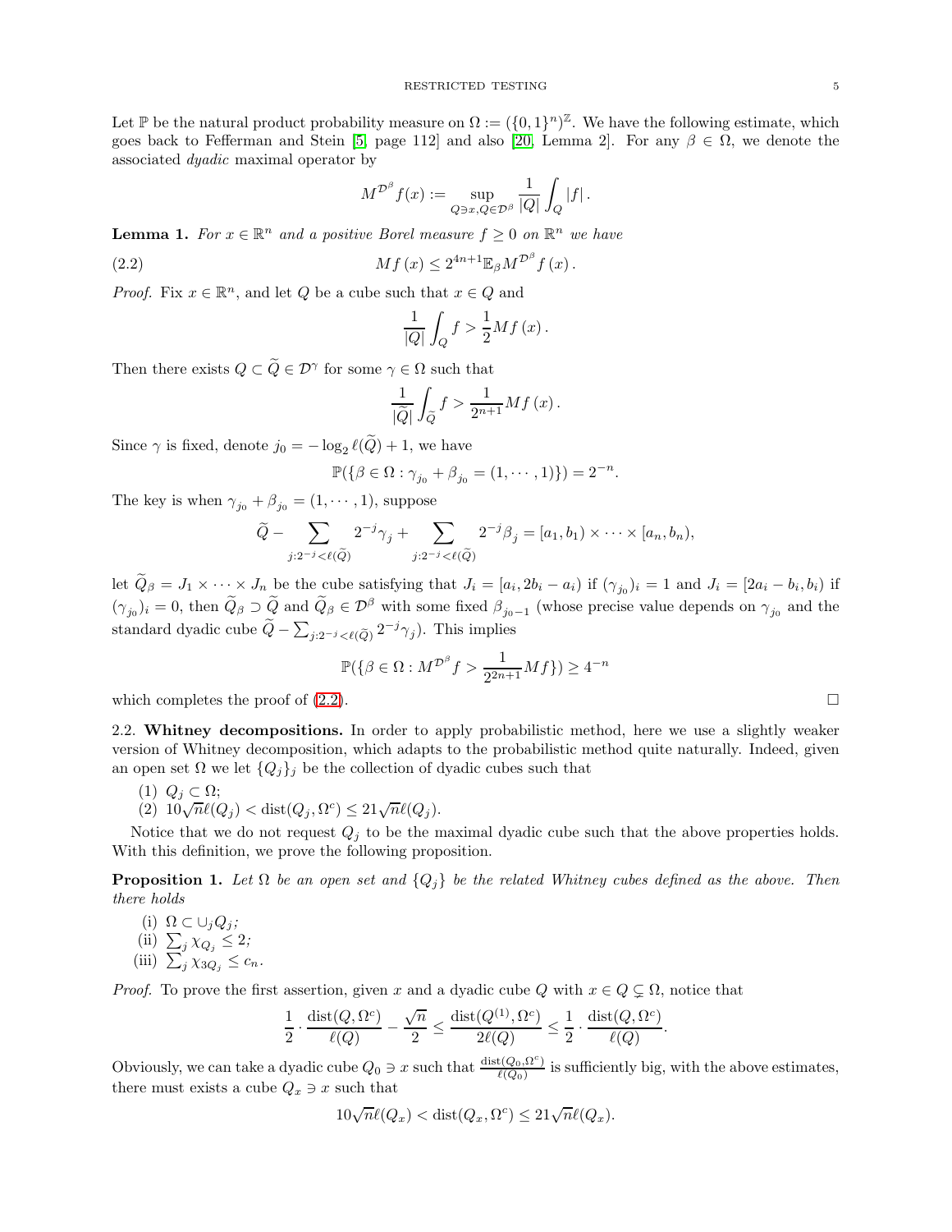Let $\mathbb{P}$ be the natural product probability measure on $\Omega := (\{0,1\}^n)^{\mathbb{Z}}$. We have the following estimate, which goes back to Fefferman and Stein [5, page 112] and also [20, Lemma 2]. For any $\beta \in \Omega$, we denote the associated *dyadic* maximal operator by

$$M^{\mathcal{D}^\beta} f(x) := \sup_{Q \ni x, Q \in \mathcal{D}^\beta} \frac{1}{|Q|} \int_Q |f| \,.$$

**Lemma 1.** *For $x \in \mathbb{R}^n$ and a positive Borel measure $f \geq 0$ on $\mathbb{R}^n$ we have*

$$Mf\,(x) \leq 2^{4n+1} \mathbb{E}_\beta M^{\mathcal{D}^\beta} f\,(x) \,. \tag{2.2}$$

*Proof.* Fix $x \in \mathbb{R}^n$, and let $Q$ be a cube such that $x \in Q$ and

$$\frac{1}{|Q|} \int_Q f > \frac{1}{2} Mf\,(x) \,.$$

Then there exists $Q \subset \widetilde{Q} \in \mathcal{D}^\gamma$ for some $\gamma \in \Omega$ such that

$$\frac{1}{|\widetilde{Q}|} \int_{\widetilde{Q}} f > \frac{1}{2^{n+1}} Mf\,(x) \,.$$

Since $\gamma$ is fixed, denote $j_0 = -\log_2 \ell(\widetilde{Q}) + 1$, we have

$$\mathbb{P}(\{\beta \in \Omega : \gamma_{j_0} + \beta_{j_0} = (1, \cdots, 1)\}) = 2^{-n}.$$

The key is when $\gamma_{j_0} + \beta_{j_0} = (1, \cdots, 1)$, suppose

$$\widetilde{Q} - \sum_{j: 2^{-j} < \ell(\widetilde{Q})} 2^{-j} \gamma_j + \sum_{j: 2^{-j} < \ell(\widetilde{Q})} 2^{-j} \beta_j = [a_1, b_1) \times \cdots \times [a_n, b_n),$$

let $\widetilde{Q}_\beta = J_1 \times \cdots \times J_n$ be the cube satisfying that $J_i = [a_i, 2b_i - a_i)$ if $(\gamma_{j_0})_i = 1$ and $J_i = [2a_i - b_i, b_i)$ if $(\gamma_{j_0})_i = 0$, then $\widetilde{Q}_\beta \supset \widetilde{Q}$ and $\widetilde{Q}_\beta \in \mathcal{D}^\beta$ with some fixed $\beta_{j_0 - 1}$ (whose precise value depends on $\gamma_{j_0}$ and the standard dyadic cube $\widetilde{Q} - \sum_{j: 2^{-j} < \ell(\widetilde{Q})} 2^{-j} \gamma_j$). This implies

$$\mathbb{P}(\{\beta \in \Omega : M^{\mathcal{D}^\beta} f > \frac{1}{2^{2n+1}} Mf\}) \geq 4^{-n}$$

which completes the proof of (2.2). $\square$

2.2. **Whitney decompositions.** In order to apply probabilistic method, here we use a slightly weaker version of Whitney decomposition, which adapts to the probabilistic method quite naturally. Indeed, given an open set $\Omega$ we let $\{Q_j\}_j$ be the collection of dyadic cubes such that

(1) $Q_j \subset \Omega$;
(2) $10\sqrt{n}\ell(Q_j) < \operatorname{dist}(Q_j, \Omega^c) \leq 21\sqrt{n}\ell(Q_j)$.

Notice that we do not request $Q_j$ to be the maximal dyadic cube such that the above properties holds. With this definition, we prove the following proposition.

**Proposition 1.** *Let $\Omega$ be an open set and $\{Q_j\}$ be the related Whitney cubes defined as the above. Then there holds*

(i) $\Omega \subset \cup_j Q_j$;
(ii) $\sum_j \chi_{Q_j} \leq 2$;
(iii) $\sum_j \chi_{3Q_j} \leq c_n$.

*Proof.* To prove the first assertion, given $x$ and a dyadic cube $Q$ with $x \in Q \subsetneq \Omega$, notice that

$$\frac{1}{2} \cdot \frac{\operatorname{dist}(Q, \Omega^c)}{\ell(Q)} - \frac{\sqrt{n}}{2} \leq \frac{\operatorname{dist}(Q^{(1)}, \Omega^c)}{2\ell(Q)} \leq \frac{1}{2} \cdot \frac{\operatorname{dist}(Q, \Omega^c)}{\ell(Q)}.$$

Obviously, we can take a dyadic cube $Q_0 \ni x$ such that $\frac{\operatorname{dist}(Q_0, \Omega^c)}{\ell(Q_0)}$ is sufficiently big, with the above estimates, there must exists a cube $Q_x \ni x$ such that

$$10\sqrt{n}\ell(Q_x) < \operatorname{dist}(Q_x, \Omega^c) \leq 21\sqrt{n}\ell(Q_x).$$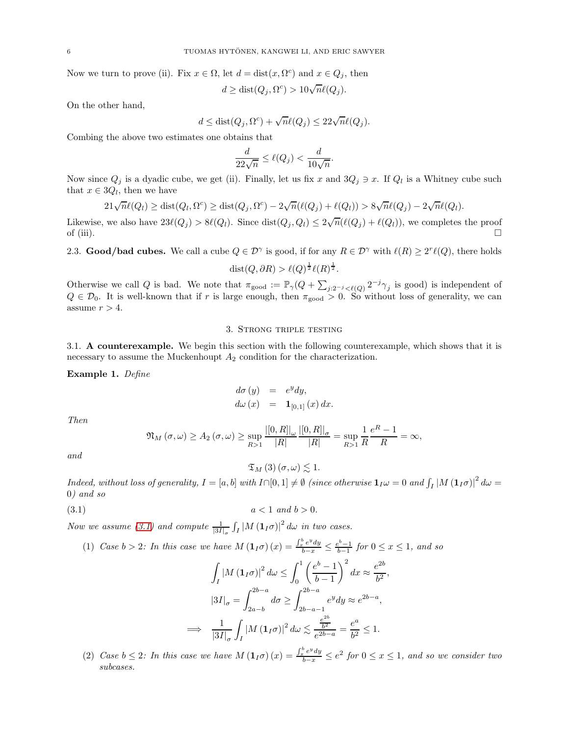Now we turn to prove (ii). Fix $x \in \Omega$, let $d = \operatorname{dist}(x, \Omega^c)$ and $x \in Q_j$, then

$$d \geq \operatorname{dist}(Q_j, \Omega^c) > 10\sqrt{n}\ell(Q_j).$$

On the other hand,

$$d \leq \operatorname{dist}(Q_j, \Omega^c) + \sqrt{n}\ell(Q_j) \leq 22\sqrt{n}\ell(Q_j).$$

Combing the above two estimates one obtains that

$$\frac{d}{22\sqrt{n}} \leq \ell(Q_j) < \frac{d}{10\sqrt{n}}.$$

Now since $Q_j$ is a dyadic cube, we get (ii). Finally, let us fix $x$ and $3Q_j \ni x$. If $Q_l$ is a Whitney cube such that $x \in 3Q_l$, then we have

$$21\sqrt{n}\ell(Q_l) \geq \operatorname{dist}(Q_l, \Omega^c) \geq \operatorname{dist}(Q_j, \Omega^c) - 2\sqrt{n}(\ell(Q_j) + \ell(Q_l)) > 8\sqrt{n}\ell(Q_j) - 2\sqrt{n}\ell(Q_l).$$

Likewise, we also have $23\ell(Q_j) > 8\ell(Q_l)$. Since $\operatorname{dist}(Q_j, Q_l) \leq 2\sqrt{n}(\ell(Q_j) + \ell(Q_l))$, we completes the proof of (iii). $\square$

2.3. **Good/bad cubes.** We call a cube $Q \in \mathcal{D}^\gamma$ is good, if for any $R \in \mathcal{D}^\gamma$ with $\ell(R) \geq 2^r \ell(Q)$, there holds

$$\operatorname{dist}(Q, \partial R) > \ell(Q)^{\frac{1}{2}} \ell(R)^{\frac{1}{2}}.$$

Otherwise we call $Q$ is bad. We note that $\pi_{\text{good}} := \mathbb{P}_\gamma(Q + \sum_{j: 2^{-j} < \ell(Q)} 2^{-j}\gamma_j \text{ is good})$ is independent of $Q \in \mathcal{D}_0$. It is well-known that if $r$ is large enough, then $\pi_{\text{good}} > 0$. So without loss of generality, we can assume $r > 4$.

## 3. Strong triple testing

3.1. **A counterexample.** We begin this section with the following counterexample, which shows that it is necessary to assume the Muckenhoupt $A_2$ condition for the characterization.

**Example 1.** *Define*

$$\begin{aligned} d\sigma(y) &= e^y dy, \\ d\omega(x) &= \mathbf{1}_{[0,1]}(x)\, dx. \end{aligned}$$

*Then*

$$\mathfrak{N}_M(\sigma, \omega) \geq A_2(\sigma, \omega) \geq \sup_{R > 1} \frac{|[0,R]|_\omega}{|R|} \frac{|[0,R]|_\sigma}{|R|} = \sup_{R>1} \frac{1}{R} \frac{e^R - 1}{R} = \infty,$$

*and*

$$\mathfrak{T}_M(3)(\sigma, \omega) \lesssim 1.$$

*Indeed, without loss of generality, $I = [a,b]$ with $I \cap [0,1] \neq \emptyset$ (since otherwise $\mathbf{1}_I \omega = 0$ and $\int_I |M(\mathbf{1}_I \sigma)|^2 d\omega = 0$) and so*

$$a < 1 \text{ and } b > 0. \tag{3.1}$$

*Now we assume (3.1) and compute $\frac{1}{|3I|_\sigma} \int_I |M(\mathbf{1}_I \sigma)|^2 d\omega$ in two cases.*

1. *Case $b > 2$: In this case we have $M(\mathbf{1}_I \sigma)(x) = \frac{\int_x^b e^y dy}{b - x} \leq \frac{e^b - 1}{b - 1}$ for $0 \leq x \leq 1$, and so*

$$\begin{aligned} \int_I |M(\mathbf{1}_I \sigma)|^2 d\omega &\leq \int_0^1 \left( \frac{e^b - 1}{b-1} \right)^2 dx \approx \frac{e^{2b}}{b^2}, \\ |3I|_\sigma &= \int_{2a-b}^{2b-a} d\sigma \geq \int_{2b-a-1}^{2b-a} e^y dy \approx e^{2b-a}, \\ \implies \quad \frac{1}{|3I|_\sigma} \int_I |M(\mathbf{1}_I \sigma)|^2 d\omega &\lesssim \frac{\frac{e^{2b}}{b^2}}{e^{2b-a}} = \frac{e^a}{b^2} \leq 1. \end{aligned}$$

2. *Case $b \leq 2$: In this case we have $M(\mathbf{1}_I \sigma)(x) = \frac{\int_x^b e^y dy}{b - x} \leq e^2$ for $0 \leq x \leq 1$, and so we consider two subcases.*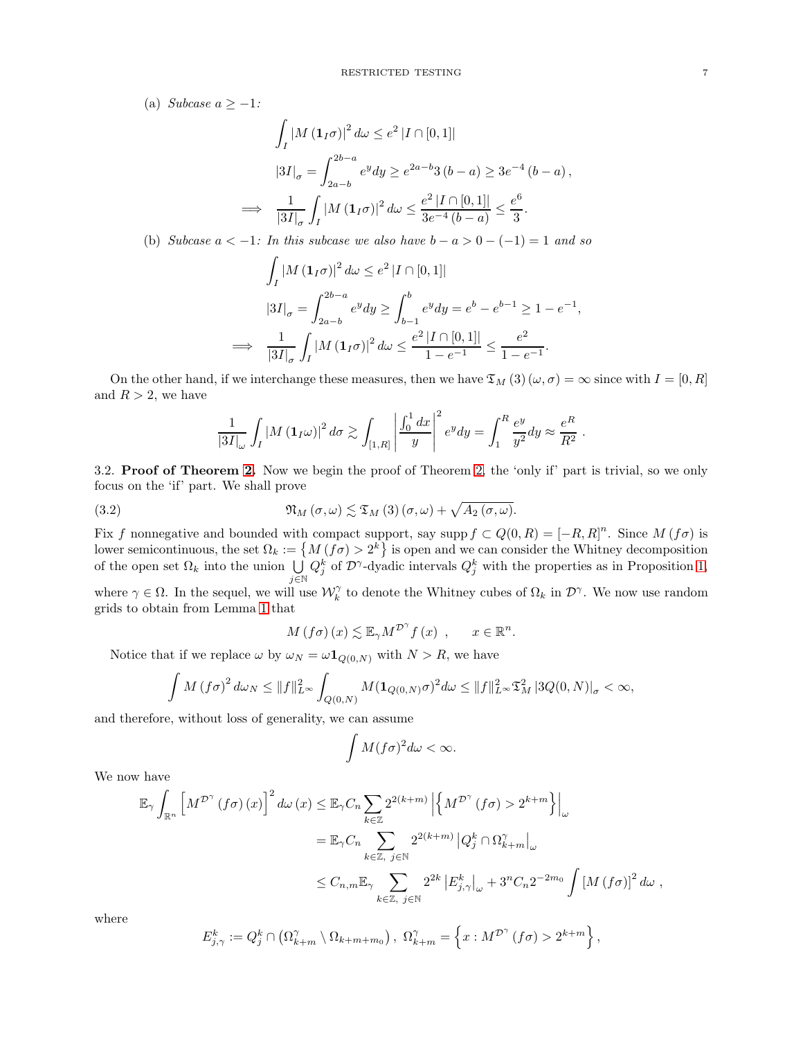(a) *Subcase* $a \geq -1$*:*

$$\int_I |M(\mathbf{1}_I\sigma)|^2 d\omega \leq e^2 |I \cap [0,1]|$$

$$|3I|_\sigma = \int_{2a-b}^{2b-a} e^y dy \geq e^{2a-b} 3(b-a) \geq 3e^{-4}(b-a),$$

$$\implies \frac{1}{|3I|_\sigma} \int_I |M(\mathbf{1}_I\sigma)|^2 d\omega \leq \frac{e^2 |I \cap [0,1]|}{3e^{-4}(b-a)} \leq \frac{e^6}{3}.$$

(b) *Subcase* $a < -1$*: In this subcase we also have* $b - a > 0 - (-1) = 1$ *and so*

$$\int_I |M(\mathbf{1}_I\sigma)|^2 d\omega \leq e^2 |I \cap [0,1]|$$

$$|3I|_\sigma = \int_{2a-b}^{2b-a} e^y dy \geq \int_{b-1}^{b} e^y dy = e^b - e^{b-1} \geq 1 - e^{-1},$$

$$\implies \frac{1}{|3I|_\sigma} \int_I |M(\mathbf{1}_I\sigma)|^2 d\omega \leq \frac{e^2 |I \cap [0,1]|}{1 - e^{-1}} \leq \frac{e^2}{1-e^{-1}}.$$

On the other hand, if we interchange these measures, then we have $\mathfrak{T}_M(3)(\omega,\sigma) = \infty$ since with $I = [0,R]$ and $R > 2$, we have

$$\frac{1}{|3I|_\omega} \int_I |M(\mathbf{1}_I\omega)|^2 d\sigma \gtrsim \int_{[1,R]} \left| \frac{\int_0^1 dx}{y} \right|^2 e^y dy = \int_1^R \frac{e^y}{y^2} dy \approx \frac{e^R}{R^2} .$$

3.2. **Proof of Theorem 2.** Now we begin the proof of Theorem 2, the 'only if' part is trivial, so we only focus on the 'if' part. We shall prove

$$\mathfrak{N}_M(\sigma,\omega) \lesssim \mathfrak{T}_M(3)(\sigma,\omega) + \sqrt{A_2(\sigma,\omega)}. \tag{3.2}$$

Fix $f$ nonnegative and bounded with compact support, say $\operatorname{supp} f \subset Q(0,R) = [-R,R]^n$. Since $M(f\sigma)$ is lower semicontinuous, the set $\Omega_k := \{M(f\sigma) > 2^k\}$ is open and we can consider the Whitney decomposition of the open set $\Omega_k$ into the union $\bigcup_{j\in\mathbb{N}} Q_j^k$ of $\mathcal{D}^\gamma$-dyadic intervals $Q_j^k$ with the properties as in Proposition 1, where $\gamma \in \Omega$. In the sequel, we will use $\mathcal{W}_k^\gamma$ to denote the Whitney cubes of $\Omega_k$ in $\mathcal{D}^\gamma$. We now use random grids to obtain from Lemma 1 that

$$M(f\sigma)(x) \lesssim \mathbb{E}_\gamma M^{\mathcal{D}^\gamma} f(x) \ , \qquad x \in \mathbb{R}^n.$$

Notice that if we replace $\omega$ by $\omega_N = \omega \mathbf{1}_{Q(0,N)}$ with $N > R$, we have

$$\int M(f\sigma)^2 d\omega_N \leq \|f\|_{L^\infty}^2 \int_{Q(0,N)} M(\mathbf{1}_{Q(0,N)}\sigma)^2 d\omega \leq \|f\|_{L^\infty}^2 \mathfrak{T}_M^2 |3Q(0,N)|_\sigma < \infty,$$

and therefore, without loss of generality, we can assume

$$\int M(f\sigma)^2 d\omega < \infty.$$

We now have

$$\begin{aligned}
\mathbb{E}_\gamma \int_{\mathbb{R}^n} \left[M^{\mathcal{D}^\gamma}(f\sigma)(x)\right]^2 d\omega(x) &\leq \mathbb{E}_\gamma C_n \sum_{k\in\mathbb{Z}} 2^{2(k+m)} \left|\left\{M^{\mathcal{D}^\gamma}(f\sigma) > 2^{k+m}\right\}\right|_\omega \\
&= \mathbb{E}_\gamma C_n \sum_{k\in\mathbb{Z},\ j\in\mathbb{N}} 2^{2(k+m)} \left|Q_j^k \cap \Omega_{k+m}^\gamma\right|_\omega \\
&\leq C_{n,m} \mathbb{E}_\gamma \sum_{k\in\mathbb{Z},\ j\in\mathbb{N}} 2^{2k} \left|E_{j,\gamma}^k\right|_\omega + 3^n C_n 2^{-2m_0} \int [M(f\sigma)]^2 d\omega \ ,
\end{aligned}$$

where

$$E_{j,\gamma}^k := Q_j^k \cap \left(\Omega_{k+m}^\gamma \setminus \Omega_{k+m+m_0}\right),\ \Omega_{k+m}^\gamma = \left\{x : M^{\mathcal{D}^\gamma}(f\sigma) > 2^{k+m}\right\},$$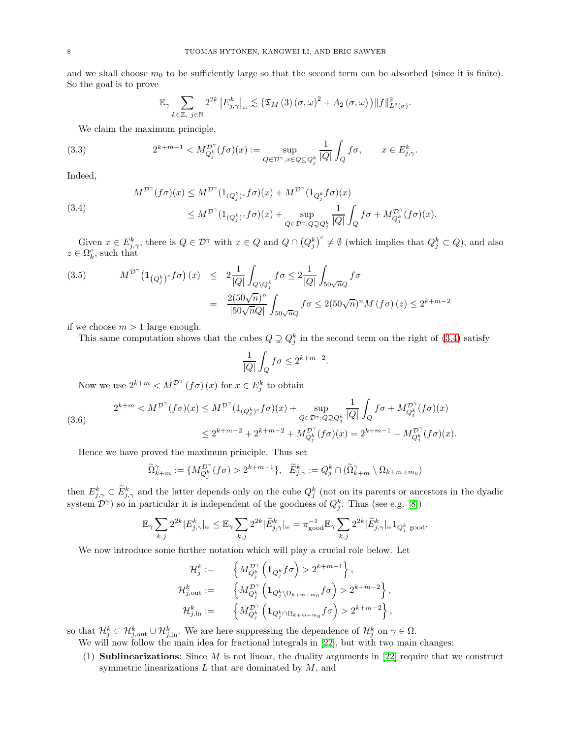and we shall choose $m_0$ to be sufficiently large so that the second term can be absorbed (since it is finite). So the goal is to prove

$$\mathbb{E}_\gamma \sum_{k\in\mathbb{Z},\ j\in\mathbb{N}} 2^{2k} \left|E^k_{j,\gamma}\right|_\omega \lesssim \left(\mathfrak{T}_M\left(3\right)\left(\sigma,\omega\right)^2 + A_2\left(\sigma,\omega\right)\right)\|f\|^2_{L^2(\sigma)}.$$

We claim the maximum principle,

$$2^{k+m-1} < M^{\mathcal{D}^\gamma}_{Q^k_j}(f\sigma)(x) := \sup_{Q\in\mathcal{D}^\gamma, x\in Q\subseteq Q^k_j} \frac{1}{|Q|}\int_Q f\sigma, \qquad x\in E^k_{j,\gamma}. \tag{3.3}$$

Indeed,

$$\begin{aligned} M^{\mathcal{D}^\gamma}(f\sigma)(x) &\le M^{\mathcal{D}^\gamma}(1_{(Q^k_j)^c}f\sigma)(x) + M^{\mathcal{D}^\gamma}(1_{Q^k_j}f\sigma)(x) \\ &\le M^{\mathcal{D}^\gamma}(1_{(Q^k_j)^c}f\sigma)(x) + \sup_{Q\in\mathcal{D}^\gamma: Q\supsetneq Q^k_j} \frac{1}{|Q|}\int_Q f\sigma + M^{\mathcal{D}^\gamma}_{Q^k_j}(f\sigma)(x). \end{aligned} \tag{3.4}$$

Given $x\in E^k_{j,\gamma}$, there is $Q\in\mathcal{D}^\gamma$ with $x\in Q$ and $Q\cap\left(Q^k_j\right)^c\ne\emptyset$ (which implies that $Q^k_j\subset Q$), and also $z\in\Omega^c_k$, such that

$$\begin{aligned} M^{\mathcal{D}^\gamma}\left(\mathbf{1}_{(Q^k_j)^c}f\sigma\right)(x) &\le 2\frac{1}{|Q|}\int_{Q\setminus Q^k_j} f\sigma \le 2\frac{1}{|Q|}\int_{50\sqrt{n}Q} f\sigma \\ &= \frac{2(50\sqrt{n})^n}{|50\sqrt{n}Q|}\int_{50\sqrt{n}Q} f\sigma \le 2(50\sqrt{n})^n M\left(f\sigma\right)(z) \le 2^{k+m-2} \end{aligned} \tag{3.5}$$

if we choose $m>1$ large enough.

This same computation shows that the cubes $Q\supsetneq Q^k_j$ in the second term on the right of (3.4) satisfy

$$\frac{1}{|Q|}\int_Q f\sigma \le 2^{k+m-2}.$$

Now we use $2^{k+m} < M^{\mathcal{D}^\gamma}\left(f\sigma\right)(x)$ for $x\in E^k_j$ to obtain

$$\begin{aligned} 2^{k+m} < M^{\mathcal{D}^\gamma}(f\sigma)(x) &\le M^{\mathcal{D}^\gamma}(1_{(Q^k_j)^c}f\sigma)(x) + \sup_{Q\in\mathcal{D}^\gamma: Q\supsetneq Q^k_j} \frac{1}{|Q|}\int_Q f\sigma + M^{\mathcal{D}^\gamma}_{Q^k_j}(f\sigma)(x) \\ &\le 2^{k+m-2} + 2^{k+m-2} + M^{\mathcal{D}^\gamma}_{Q^k_j}(f\sigma)(x) = 2^{k+m-1} + M^{\mathcal{D}^\gamma}_{Q^k_j}(f\sigma)(x). \end{aligned} \tag{3.6}$$

Hence we have proved the maximum principle. Thus set

$$\widetilde{\Omega}^\gamma_{k+m} := \{M^{D^\gamma}_{Q^k_j}(f\sigma) > 2^{k+m-1}\},\quad \widetilde{E}^k_{j,\gamma} := Q^k_j\cap(\widetilde{\Omega}^\gamma_{k+m}\setminus\Omega_{k+m+m_0})$$

then $E^k_{j,\gamma}\subset\widetilde{E}^k_{j,\gamma}$ and the latter depends only on the cube $Q^k_j$ (not on its parents or ancestors in the dyadic system $\mathcal{D}^\gamma$) so in particular it is independent of the goodness of $Q^k_j$. Thus (see e.g. [8])

$$\mathbb{E}_\gamma\sum_{k,j} 2^{2k}|E^k_{j,\gamma}|_\omega \le \mathbb{E}_\gamma\sum_{k,j} 2^{2k}|\widetilde{E}^k_{j,\gamma}|_\omega = \pi^{-1}_{\text{good}}\mathbb{E}_\gamma\sum_{k,j} 2^{2k}|\widetilde{E}^k_{j,\gamma}|_\omega 1_{Q^k_j\text{ good}}.$$

We now introduce some further notation which will play a crucial role below. Let

$$\begin{aligned} \mathcal{H}^k_j &:= \left\{M^{\mathcal{D}^\gamma}_{Q^k_j}\left(\mathbf{1}_{Q^k_j}f\sigma\right) > 2^{k+m-1}\right\}, \\ \mathcal{H}^k_{j,\text{out}} &:= \left\{M^{\mathcal{D}^\gamma}_{Q^k_j}\left(\mathbf{1}_{Q^k_j\setminus\Omega_{k+m+m_0}}f\sigma\right) > 2^{k+m-2}\right\}, \\ \mathcal{H}^k_{j,\text{in}} &:= \left\{M^{\mathcal{D}^\gamma}_{Q^k_j}\left(\mathbf{1}_{Q^k_j\cap\Omega_{k+m+m_0}}f\sigma\right) > 2^{k+m-2}\right\}, \end{aligned}$$

so that $\mathcal{H}^k_j\subset\mathcal{H}^k_{j,\text{out}}\cup\mathcal{H}^k_{j,\text{in}}$. We are here suppressing the dependence of $\mathcal{H}^k_j$ on $\gamma\in\Omega$.

We will now follow the main idea for fractional integrals in [22], but with two main changes:

1. **Sublinearizations**: Since $M$ is not linear, the duality arguments in [22] require that we construct symmetric linearizations $L$ that are dominated by $M$, and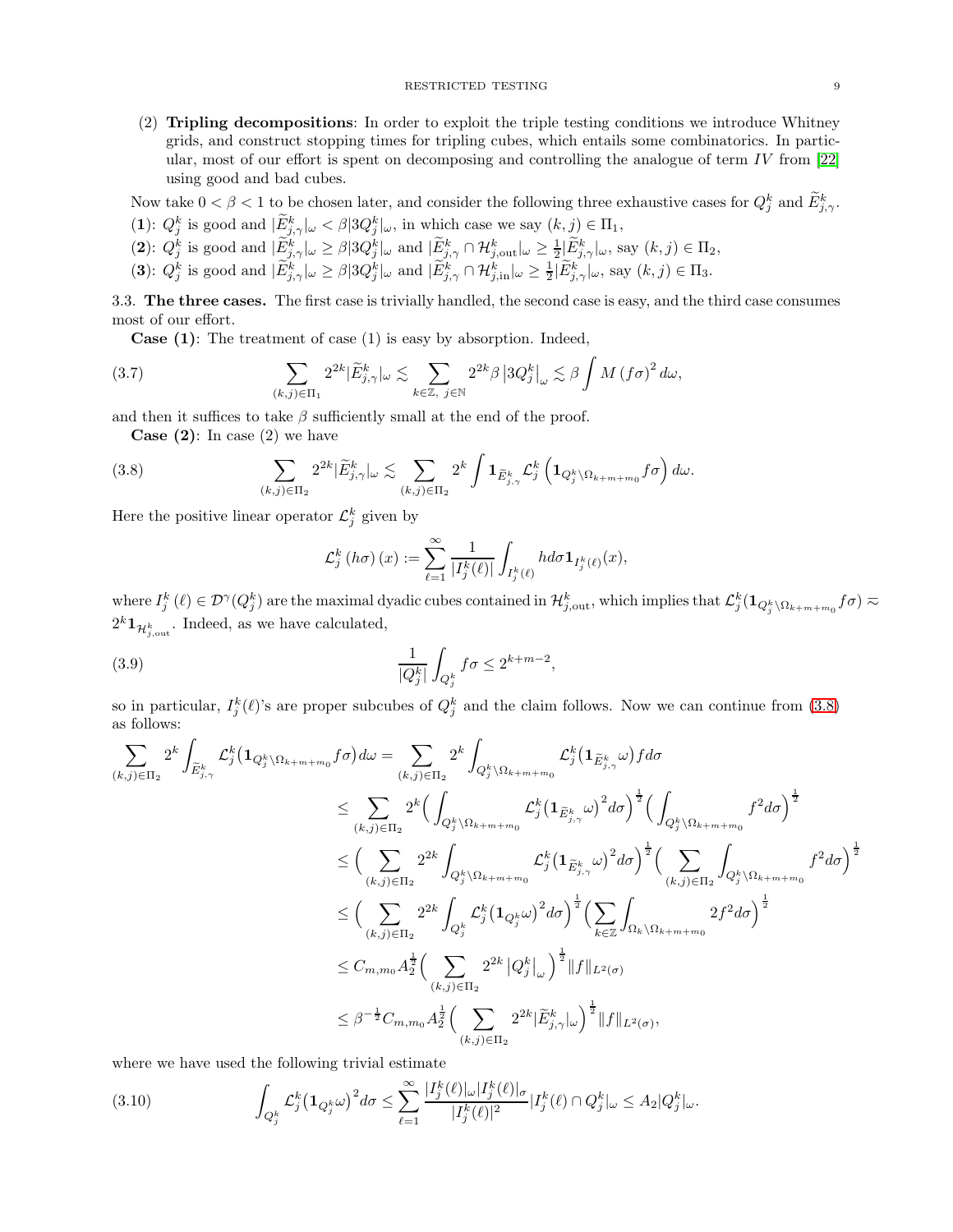(2) **Tripling decompositions**: In order to exploit the triple testing conditions we introduce Whitney grids, and construct stopping times for tripling cubes, which entails some combinatorics. In particular, most of our effort is spent on decomposing and controlling the analogue of term $IV$ from [22] using good and bad cubes.

Now take $0 < \beta < 1$ to be chosen later, and consider the following three exhaustive cases for $Q_j^k$ and $\widetilde{E}_{j,\gamma}^k$.

(**1**): $Q_j^k$ is good and $|\widetilde{E}_{j,\gamma}^k|_\omega < \beta |3Q_j^k|_\omega$, in which case we say $(k,j) \in \Pi_1$,

(**2**): $Q_j^k$ is good and $|\widetilde{E}_{j,\gamma}^k|_\omega \geq \beta |3Q_j^k|_\omega$ and $|\widetilde{E}_{j,\gamma}^k \cap \mathcal{H}_{j,\mathrm{out}}^k|_\omega \geq \frac{1}{2} |\widetilde{E}_{j,\gamma}^k|_\omega$, say $(k,j) \in \Pi_2$,

(**3**): $Q_j^k$ is good and $|\widetilde{E}_{j,\gamma}^k|_\omega \geq \beta |3Q_j^k|_\omega$ and $|\widetilde{E}_{j,\gamma}^k \cap \mathcal{H}_{j,\mathrm{in}}^k|_\omega \geq \frac{1}{2} |\widetilde{E}_{j,\gamma}^k|_\omega$, say $(k,j) \in \Pi_3$.

### 3.3. The three cases.

The first case is trivially handled, the second case is easy, and the third case consumes most of our effort.

**Case (1)**: The treatment of case (1) is easy by absorption. Indeed,

$$\sum_{(k,j) \in \Pi_1} 2^{2k} |\widetilde{E}_{j,\gamma}^k|_\omega \lesssim \sum_{k \in \mathbb{Z},\ j \in \mathbb{N}} 2^{2k} \beta \left|3Q_j^k\right|_\omega \lesssim \beta \int M(f\sigma)^2 \, d\omega, \tag{3.7}$$

and then it suffices to take $\beta$ sufficiently small at the end of the proof.

**Case (2)**: In case (2) we have

$$\sum_{(k,j) \in \Pi_2} 2^{2k} |\widetilde{E}_{j,\gamma}^k|_\omega \lesssim \sum_{(k,j) \in \Pi_2} 2^k \int \mathbf{1}_{\widetilde{E}_{j,\gamma}^k} \mathcal{L}_j^k \left( \mathbf{1}_{Q_j^k \setminus \Omega_{k+m+m_0}} f\sigma \right) d\omega. \tag{3.8}$$

Here the positive linear operator $\mathcal{L}_j^k$ given by

$$\mathcal{L}_j^k (h\sigma)(x) := \sum_{\ell=1}^{\infty} \frac{1}{|I_j^k(\ell)|} \int_{I_j^k(\ell)} h d\sigma \mathbf{1}_{I_j^k(\ell)}(x),$$

where $I_j^k(\ell) \in \mathcal{D}^\gamma(Q_j^k)$ are the maximal dyadic cubes contained in $\mathcal{H}_{j,\mathrm{out}}^k$, which implies that $\mathcal{L}_j^k(\mathbf{1}_{Q_j^k \setminus \Omega_{k+m+m_0}} f\sigma) \approx 2^k \mathbf{1}_{\mathcal{H}_{j,\mathrm{out}}^k}$. Indeed, as we have calculated,

$$\frac{1}{|Q_j^k|} \int_{Q_j^k} f\sigma \leq 2^{k+m-2}, \tag{3.9}$$

so in particular, $I_j^k(\ell)$'s are proper subcubes of $Q_j^k$ and the claim follows. Now we can continue from (3.8) as follows:

$$\begin{aligned}
\sum_{(k,j) \in \Pi_2} 2^k \int_{\widetilde{E}_{j,\gamma}^k} \mathcal{L}_j^k \big( \mathbf{1}_{Q_j^k \setminus \Omega_{k+m+m_0}} f\sigma \big) d\omega &= \sum_{(k,j) \in \Pi_2} 2^k \int_{Q_j^k \setminus \Omega_{k+m+m_0}} \mathcal{L}_j^k \big( \mathbf{1}_{\widetilde{E}_{j,\gamma}^k} \omega \big) f d\sigma \\
&\leq \sum_{(k,j) \in \Pi_2} 2^k \Big( \int_{Q_j^k \setminus \Omega_{k+m+m_0}} \mathcal{L}_j^k \big( \mathbf{1}_{\widetilde{E}_{j,\gamma}^k} \omega \big)^2 d\sigma \Big)^{\frac{1}{2}} \Big( \int_{Q_j^k \setminus \Omega_{k+m+m_0}} f^2 d\sigma \Big)^{\frac{1}{2}} \\
&\leq \Big( \sum_{(k,j) \in \Pi_2} 2^{2k} \int_{Q_j^k \setminus \Omega_{k+m+m_0}} \mathcal{L}_j^k \big( \mathbf{1}_{\widetilde{E}_{j,\gamma}^k} \omega \big)^2 d\sigma \Big)^{\frac{1}{2}} \Big( \sum_{(k,j) \in \Pi_2} \int_{Q_j^k \setminus \Omega_{k+m+m_0}} f^2 d\sigma \Big)^{\frac{1}{2}} \\
&\leq \Big( \sum_{(k,j) \in \Pi_2} 2^{2k} \int_{Q_j^k} \mathcal{L}_j^k \big( \mathbf{1}_{Q_j^k} \omega \big)^2 d\sigma \Big)^{\frac{1}{2}} \Big( \sum_{k \in \mathbb{Z}} \int_{\Omega_k \setminus \Omega_{k+m+m_0}} 2 f^2 d\sigma \Big)^{\frac{1}{2}} \\
&\leq C_{m,m_0} A_2^{\frac{1}{2}} \Big( \sum_{(k,j) \in \Pi_2} 2^{2k} \left| Q_j^k \right|_\omega \Big)^{\frac{1}{2}} \| f \|_{L^2(\sigma)} \\
&\leq \beta^{-\frac{1}{2}} C_{m,m_0} A_2^{\frac{1}{2}} \Big( \sum_{(k,j) \in \Pi_2} 2^{2k} |\widetilde{E}_{j,\gamma}^k|_\omega \Big)^{\frac{1}{2}} \| f \|_{L^2(\sigma)},
\end{aligned}$$

where we have used the following trivial estimate

$$\int_{Q_j^k} \mathcal{L}_j^k \big( \mathbf{1}_{Q_j^k} \omega \big)^2 d\sigma \leq \sum_{\ell=1}^{\infty} \frac{|I_j^k(\ell)|_\omega |I_j^k(\ell)|_\sigma}{|I_j^k(\ell)|^2} |I_j^k(\ell) \cap Q_j^k|_\omega \leq A_2 |Q_j^k|_\omega. \tag{3.10}$$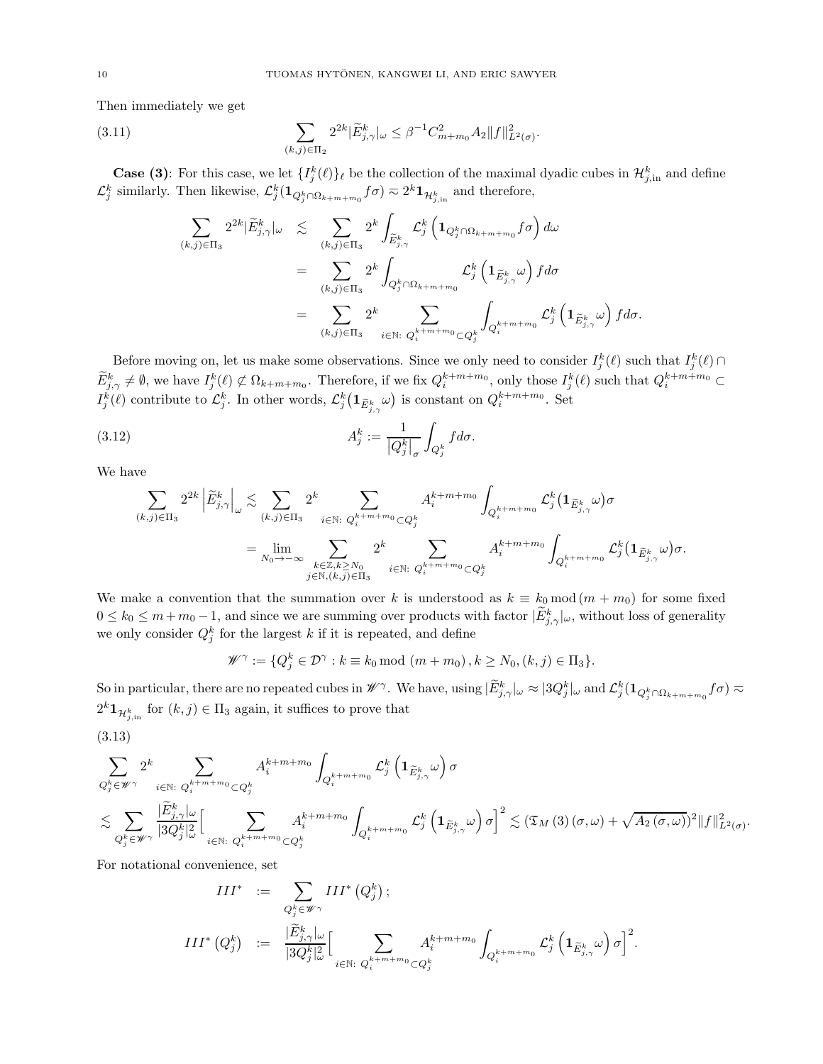Then immediately we get

$$\sum_{(k,j)\in\Pi_2} 2^{2k}|\widetilde{E}^k_{j,\gamma}|_\omega \le \beta^{-1}C^2_{m+m_0}A_2\|f\|^2_{L^2(\sigma)}. \tag{3.11}$$

**Case (3)**: For this case, we let $\{I^k_j(\ell)\}_\ell$ be the collection of the maximal dyadic cubes in $\mathcal{H}^k_{j,\text{in}}$ and define $\mathcal{L}^k_j$ similarly. Then likewise, $\mathcal{L}^k_j(\mathbf{1}_{Q^k_j\cap\Omega_{k+m+m_0}}f\sigma)\approx 2^k\mathbf{1}_{\mathcal{H}^k_{j,\text{in}}}$ and therefore,

$$\begin{aligned}
\sum_{(k,j)\in\Pi_3} 2^{2k}|\widetilde{E}^k_{j,\gamma}|_\omega &\lesssim \sum_{(k,j)\in\Pi_3} 2^k\int_{\widetilde{E}^k_{j,\gamma}}\mathcal{L}^k_j\left(\mathbf{1}_{Q^k_j\cap\Omega_{k+m+m_0}}f\sigma\right)d\omega\\
&= \sum_{(k,j)\in\Pi_3} 2^k\int_{Q^k_j\cap\Omega_{k+m+m_0}}\mathcal{L}^k_j\left(\mathbf{1}_{\widetilde{E}^k_{j,\gamma}}\omega\right)fd\sigma\\
&= \sum_{(k,j)\in\Pi_3} 2^k\sum_{i\in\mathbb{N}:\ Q^{k+m+m_0}_i\subset Q^k_j}\int_{Q^{k+m+m_0}_i}\mathcal{L}^k_j\left(\mathbf{1}_{\widetilde{E}^k_{j,\gamma}}\omega\right)fd\sigma.
\end{aligned}$$

Before moving on, let us make some observations. Since we only need to consider $I^k_j(\ell)$ such that $I^k_j(\ell)\cap\widetilde{E}^k_{j,\gamma}\neq\emptyset$, we have $I^k_j(\ell)\not\subset\Omega_{k+m+m_0}$. Therefore, if we fix $Q^{k+m+m_0}_i$, only those $I^k_j(\ell)$ such that $Q^{k+m+m_0}_i\subset I^k_j(\ell)$ contribute to $\mathcal{L}^k_j$. In other words, $\mathcal{L}^k_j\big(\mathbf{1}_{\widetilde{E}^k_{j,\gamma}}\omega\big)$ is constant on $Q^{k+m+m_0}_i$. Set

$$A^k_j := \frac{1}{\left|Q^k_j\right|_\sigma}\int_{Q^k_j}fd\sigma. \tag{3.12}$$

We have

$$\begin{aligned}
\sum_{(k,j)\in\Pi_3} 2^{2k}\left|\widetilde{E}^k_{j,\gamma}\right|_\omega &\lesssim \sum_{(k,j)\in\Pi_3} 2^k\sum_{i\in\mathbb{N}:\ Q^{k+m+m_0}_i\subset Q^k_j}A^{k+m+m_0}_i\int_{Q^{k+m+m_0}_i}\mathcal{L}^k_j\big(\mathbf{1}_{\widetilde{E}^k_{j,\gamma}}\omega\big)\sigma\\
&= \lim_{N_0\to-\infty}\sum_{\substack{k\in\mathbb{Z},k\ge N_0\\ j\in\mathbb{N},(k,j)\in\Pi_3}} 2^k\sum_{i\in\mathbb{N}:\ Q^{k+m+m_0}_i\subset Q^k_j}A^{k+m+m_0}_i\int_{Q^{k+m+m_0}_i}\mathcal{L}^k_j\big(\mathbf{1}_{\widetilde{E}^k_{j,\gamma}}\omega\big)\sigma.
\end{aligned}$$

We make a convention that the summation over $k$ is understood as $k\equiv k_0 \bmod (m+m_0)$ for some fixed $0\le k_0\le m+m_0-1$, and since we are summing over products with factor $|\widetilde{E}^k_{j,\gamma}|_\omega$, without loss of generality we only consider $Q^k_j$ for the largest $k$ if it is repeated, and define

$$\mathscr{W}^\gamma := \{Q^k_j\in\mathcal{D}^\gamma : k\equiv k_0 \bmod (m+m_0), k\ge N_0, (k,j)\in\Pi_3\}.$$

So in particular, there are no repeated cubes in $\mathscr{W}^\gamma$. We have, using $|\widetilde{E}^k_{j,\gamma}|_\omega\approx|3Q^k_j|_\omega$ and $\mathcal{L}^k_j(\mathbf{1}_{Q^k_j\cap\Omega_{k+m+m_0}}f\sigma)\approx 2^k\mathbf{1}_{\mathcal{H}^k_{j,\text{in}}}$ for $(k,j)\in\Pi_3$ again, it suffices to prove that

$$\begin{aligned}
&\sum_{Q^k_j\in\mathscr{W}^\gamma} 2^k\sum_{i\in\mathbb{N}:\ Q^{k+m+m_0}_i\subset Q^k_j}A^{k+m+m_0}_i\int_{Q^{k+m+m_0}_i}\mathcal{L}^k_j\left(\mathbf{1}_{\widetilde{E}^k_{j,\gamma}}\omega\right)\sigma\\
&\lesssim \sum_{Q^k_j\in\mathscr{W}^\gamma}\frac{|\widetilde{E}^k_{j,\gamma}|_\omega}{|3Q^k_j|^2_\omega}\Big[\sum_{i\in\mathbb{N}:\ Q^{k+m+m_0}_i\subset Q^k_j}A^{k+m+m_0}_i\int_{Q^{k+m+m_0}_i}\mathcal{L}^k_j\left(\mathbf{1}_{\widetilde{E}^k_{j,\gamma}}\omega\right)\sigma\Big]^2 \lesssim (\mathfrak{T}_M(3)(\sigma,\omega)+\sqrt{A_2(\sigma,\omega)})^2\|f\|^2_{L^2(\sigma)}.
\end{aligned} \tag{3.13}$$

For notational convenience, set

$$\begin{aligned}
III^* &:= \sum_{Q^k_j\in\mathscr{W}^\gamma} III^*\left(Q^k_j\right);\\
III^*\left(Q^k_j\right) &:= \frac{|\widetilde{E}^k_{j,\gamma}|_\omega}{|3Q^k_j|^2_\omega}\Big[\sum_{i\in\mathbb{N}:\ Q^{k+m+m_0}_i\subset Q^k_j}A^{k+m+m_0}_i\int_{Q^{k+m+m_0}_i}\mathcal{L}^k_j\left(\mathbf{1}_{\widetilde{E}^k_{j,\gamma}}\omega\right)\sigma\Big]^2.
\end{aligned}$$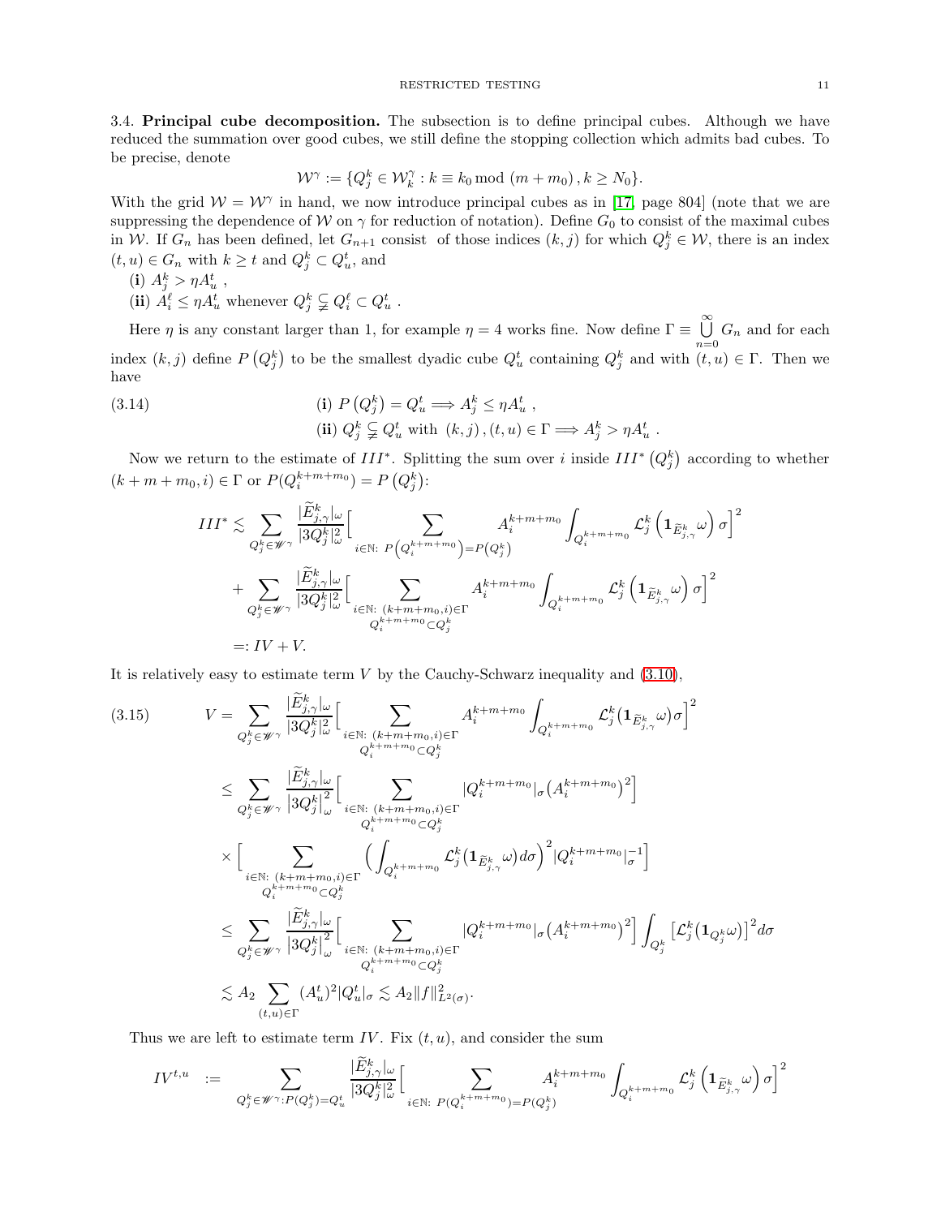3.4. **Principal cube decomposition.** The subsection is to define principal cubes. Although we have reduced the summation over good cubes, we still define the stopping collection which admits bad cubes. To be precise, denote

$$\mathcal{W}^\gamma := \{Q_j^k \in \mathcal{W}_k^\gamma : k \equiv k_0 \bmod (m+m_0), k \geq N_0\}.$$

With the grid $\mathcal{W} = \mathcal{W}^\gamma$ in hand, we now introduce principal cubes as in [17, page 804] (note that we are suppressing the dependence of $\mathcal{W}$ on $\gamma$ for reduction of notation). Define $G_0$ to consist of the maximal cubes in $\mathcal{W}$. If $G_n$ has been defined, let $G_{n+1}$ consist of those indices $(k,j)$ for which $Q_j^k \in \mathcal{W}$, there is an index $(t,u) \in G_n$ with $k \geq t$ and $Q_j^k \subset Q_u^t$, and

(**i**) $A_j^k > \eta A_u^t$ ,

(**ii**) $A_i^\ell \leq \eta A_u^t$ whenever $Q_j^k \subsetneqq Q_i^\ell \subset Q_u^t$ .

Here $\eta$ is any constant larger than 1, for example $\eta = 4$ works fine. Now define $\Gamma \equiv \bigcup_{n=0}^{\infty} G_n$ and for each index $(k,j)$ define $P\left(Q_j^k\right)$ to be the smallest dyadic cube $Q_u^t$ containing $Q_j^k$ and with $(t,u) \in \Gamma$. Then we have

$$\begin{aligned} &(\mathbf{i})\ P\left(Q_j^k\right) = Q_u^t \Longrightarrow A_j^k \leq \eta A_u^t\ , \\ &(\mathbf{ii})\ Q_j^k \subsetneqq Q_u^t \text{ with } (k,j),(t,u) \in \Gamma \Longrightarrow A_j^k > \eta A_u^t\ . \end{aligned} \tag{3.14}$$

Now we return to the estimate of $III^*$. Splitting the sum over $i$ inside $III^*\left(Q_j^k\right)$ according to whether $(k+m+m_0, i) \in \Gamma$ or $P(Q_i^{k+m+m_0}) = P\left(Q_j^k\right)$:

$$\begin{aligned} III^* &\lesssim \sum_{Q_j^k \in \mathscr{W}^\gamma} \frac{|\widetilde{E}_{j,\gamma}^k|_\omega}{|3Q_j^k|_\omega^2} \Big[ \sum_{i \in \mathbb{N}:\ P\left(Q_i^{k+m+m_0}\right) = P\left(Q_j^k\right)} A_i^{k+m+m_0} \int_{Q_i^{k+m+m_0}} \mathcal{L}_j^k \left(\mathbf{1}_{\widetilde{E}_{j,\gamma}^k} \omega\right) \sigma \Big]^2 \\ &+ \sum_{Q_j^k \in \mathscr{W}^\gamma} \frac{|\widetilde{E}_{j,\gamma}^k|_\omega}{|3Q_j^k|_\omega^2} \Big[ \sum_{\substack{i \in \mathbb{N}:\ (k+m+m_0,i) \in \Gamma \\ Q_i^{k+m+m_0} \subset Q_j^k}} A_i^{k+m+m_0} \int_{Q_i^{k+m+m_0}} \mathcal{L}_j^k \left(\mathbf{1}_{\widetilde{E}_{j,\gamma}^k} \omega\right) \sigma \Big]^2 \\ &=: IV + V. \end{aligned}$$

It is relatively easy to estimate term $V$ by the Cauchy-Schwarz inequality and (3.10),

$$\begin{aligned} V &= \sum_{Q_j^k \in \mathscr{W}^\gamma} \frac{|\widetilde{E}_{j,\gamma}^k|_\omega}{|3Q_j^k|_\omega^2} \Big[ \sum_{\substack{i \in \mathbb{N}:\ (k+m+m_0,i) \in \Gamma \\ Q_i^{k+m+m_0} \subset Q_j^k}} A_i^{k+m+m_0} \int_{Q_i^{k+m+m_0}} \mathcal{L}_j^k\big(\mathbf{1}_{\widetilde{E}_{j,\gamma}^k} \omega\big)\sigma \Big]^2 \\ &\leq \sum_{Q_j^k \in \mathscr{W}^\gamma} \frac{|\widetilde{E}_{j,\gamma}^k|_\omega}{\left|3Q_j^k\right|_\omega^2} \Big[ \sum_{\substack{i \in \mathbb{N}:\ (k+m+m_0,i) \in \Gamma \\ Q_i^{k+m+m_0} \subset Q_j^k}} |Q_i^{k+m+m_0}|_\sigma \big(A_i^{k+m+m_0}\big)^2 \Big] \\ &\times \Big[ \sum_{\substack{i \in \mathbb{N}:\ (k+m+m_0,i) \in \Gamma \\ Q_i^{k+m+m_0} \subset Q_j^k}} \Big( \int_{Q_i^{k+m+m_0}} \mathcal{L}_j^k\big(\mathbf{1}_{\widetilde{E}_{j,\gamma}^k} \omega\big) d\sigma \Big)^2 |Q_i^{k+m+m_0}|_\sigma^{-1} \Big] \\ &\leq \sum_{Q_j^k \in \mathscr{W}^\gamma} \frac{|\widetilde{E}_{j,\gamma}^k|_\omega}{\left|3Q_j^k\right|_\omega^2} \Big[ \sum_{\substack{i \in \mathbb{N}:\ (k+m+m_0,i) \in \Gamma \\ Q_i^{k+m+m_0} \subset Q_j^k}} |Q_i^{k+m+m_0}|_\sigma \big(A_i^{k+m+m_0}\big)^2 \Big] \int_{Q_j^k} \big[\mathcal{L}_j^k\big(\mathbf{1}_{Q_j^k} \omega\big)\big]^2 d\sigma \\ &\lesssim A_2 \sum_{(t,u) \in \Gamma} (A_u^t)^2 |Q_u^t|_\sigma \lesssim A_2 \|f\|_{L^2(\sigma)}^2. \end{aligned} \tag{3.15}$$

Thus we are left to estimate term $IV$. Fix $(t,u)$, and consider the sum

$$IV^{t,u} := \sum_{Q_j^k \in \mathscr{W}^\gamma : P(Q_j^k) = Q_u^t} \frac{|\widetilde{E}_{j,\gamma}^k|_\omega}{|3Q_j^k|_\omega^2} \Big[ \sum_{i \in \mathbb{N}:\ P(Q_i^{k+m+m_0}) = P(Q_j^k)} A_i^{k+m+m_0} \int_{Q_i^{k+m+m_0}} \mathcal{L}_j^k \left(\mathbf{1}_{\widetilde{E}_{j,\gamma}^k} \omega\right) \sigma \Big]^2$$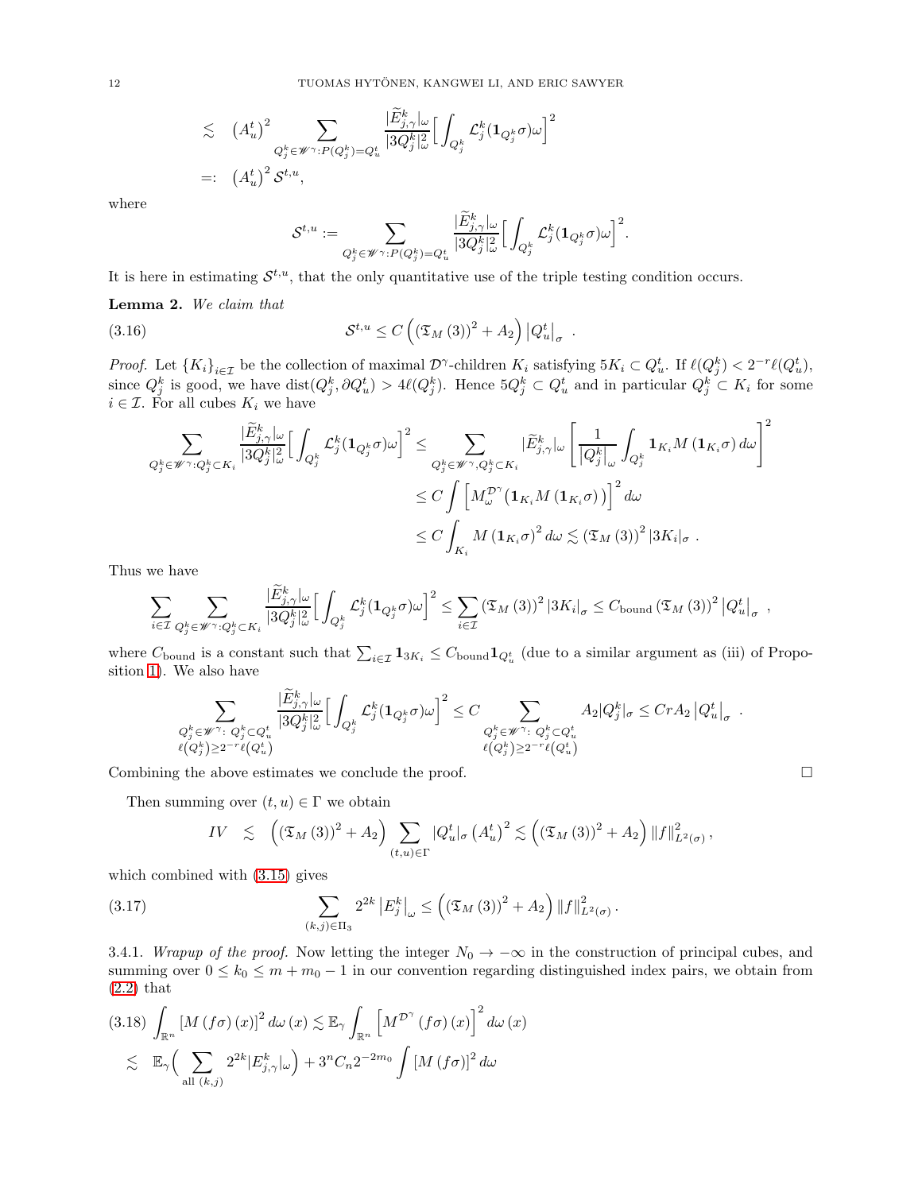$$
\begin{aligned}
&\lesssim \left(A_u^t\right)^2 \sum_{Q_j^k \in \mathscr{W}^\gamma : P(Q_j^k)=Q_u^t} \frac{|\widetilde{E}_{j,\gamma}^k|_\omega}{|3Q_j^k|_\omega^2} \Big[ \int_{Q_j^k} \mathcal{L}_j^k(\mathbf{1}_{Q_j^k}\sigma)\omega \Big]^2 \\
&=: \left(A_u^t\right)^2 \mathcal{S}^{t,u},
\end{aligned}
$$

where

$$
\mathcal{S}^{t,u} := \sum_{Q_j^k \in \mathscr{W}^\gamma : P(Q_j^k)=Q_u^t} \frac{|\widetilde{E}_{j,\gamma}^k|_\omega}{|3Q_j^k|_\omega^2} \Big[ \int_{Q_j^k} \mathcal{L}_j^k(\mathbf{1}_{Q_j^k}\sigma)\omega \Big]^2 .
$$

It is here in estimating $\mathcal{S}^{t,u}$, that the only quantitative use of the triple testing condition occurs.

**Lemma 2.** *We claim that*

$$
\mathcal{S}^{t,u} \le C \left( \left(\mathfrak{T}_M(3)\right)^2 + A_2 \right) \left|Q_u^t\right|_\sigma . \tag{3.16}
$$

*Proof.* Let $\{K_i\}_{i\in\mathcal{I}}$ be the collection of maximal $\mathcal{D}^\gamma$-children $K_i$ satisfying $5K_i \subset Q_u^t$. If $\ell(Q_j^k) < 2^{-r}\ell(Q_u^t)$, since $Q_j^k$ is good, we have $\operatorname{dist}(Q_j^k, \partial Q_u^t) > 4\ell(Q_j^k)$. Hence $5Q_j^k \subset Q_u^t$ and in particular $Q_j^k \subset K_i$ for some $i \in \mathcal{I}$. For all cubes $K_i$ we have

$$
\begin{aligned}
\sum_{Q_j^k \in \mathscr{W}^\gamma : Q_j^k \subset K_i} \frac{|\widetilde{E}_{j,\gamma}^k|_\omega}{|3Q_j^k|_\omega^2} \Big[ \int_{Q_j^k} \mathcal{L}_j^k(\mathbf{1}_{Q_j^k}\sigma)\omega \Big]^2 &\le \sum_{Q_j^k \in \mathscr{W}^\gamma, Q_j^k \subset K_i} |\widetilde{E}_{j,\gamma}^k|_\omega \left[ \frac{1}{\left|Q_j^k\right|_\omega} \int_{Q_j^k} \mathbf{1}_{K_i} M\left(\mathbf{1}_{K_i}\sigma\right) d\omega \right]^2 \\
&\le C \int \left[ M_\omega^{\mathcal{D}^\gamma}\left(\mathbf{1}_{K_i} M\left(\mathbf{1}_{K_i}\sigma\right)\right) \right]^2 d\omega \\
&\le C \int_{K_i} M\left(\mathbf{1}_{K_i}\sigma\right)^2 d\omega \lesssim \left(\mathfrak{T}_M(3)\right)^2 |3K_i|_\sigma .
\end{aligned}
$$

Thus we have

$$
\sum_{i\in\mathcal{I}} \sum_{Q_j^k \in \mathscr{W}^\gamma : Q_j^k \subset K_i} \frac{|\widetilde{E}_{j,\gamma}^k|_\omega}{|3Q_j^k|_\omega^2} \Big[ \int_{Q_j^k} \mathcal{L}_j^k(\mathbf{1}_{Q_j^k}\sigma)\omega \Big]^2 \le \sum_{i\in\mathcal{I}} \left(\mathfrak{T}_M(3)\right)^2 |3K_i|_\sigma \le C_{\text{bound}} \left(\mathfrak{T}_M(3)\right)^2 \left|Q_u^t\right|_\sigma ,
$$

where $C_{\text{bound}}$ is a constant such that $\sum_{i\in\mathcal{I}} \mathbf{1}_{3K_i} \le C_{\text{bound}} \mathbf{1}_{Q_u^t}$ (due to a similar argument as (iii) of Proposition 1). We also have

$$
\sum_{\substack{Q_j^k \in \mathscr{W}^\gamma :\ Q_j^k \subset Q_u^t \\ \ell(Q_j^k) \ge 2^{-r}\ell(Q_u^t)}} \frac{|\widetilde{E}_{j,\gamma}^k|_\omega}{|3Q_j^k|_\omega^2} \Big[ \int_{Q_j^k} \mathcal{L}_j^k(\mathbf{1}_{Q_j^k}\sigma)\omega \Big]^2 \le C \sum_{\substack{Q_j^k \in \mathscr{W}^\gamma :\ Q_j^k \subset Q_u^t \\ \ell(Q_j^k) \ge 2^{-r}\ell(Q_u^t)}} A_2 |Q_j^k|_\sigma \le C r A_2 \left|Q_u^t\right|_\sigma .
$$

Combining the above estimates we conclude the proof. $\square$

Then summing over $(t,u) \in \Gamma$ we obtain

$$
IV \lesssim \left( \left(\mathfrak{T}_M(3)\right)^2 + A_2 \right) \sum_{(t,u)\in\Gamma} |Q_u^t|_\sigma \left(A_u^t\right)^2 \lesssim \left( \left(\mathfrak{T}_M(3)\right)^2 + A_2 \right) \|f\|_{L^2(\sigma)}^2 ,
$$

which combined with (3.15) gives

$$
\sum_{(k,j)\in\Pi_3} 2^{2k} \left|E_j^k\right|_\omega \le \left( \left(\mathfrak{T}_M(3)\right)^2 + A_2 \right) \|f\|_{L^2(\sigma)}^2 . \tag{3.17}
$$

3.4.1. *Wrapup of the proof.* Now letting the integer $N_0 \to -\infty$ in the construction of principal cubes, and summing over $0 \le k_0 \le m + m_0 - 1$ in our convention regarding distinguished index pairs, we obtain from (2.2) that

$$
\begin{aligned}
&\int_{\mathbb{R}^n} \left[M(f\sigma)(x)\right]^2 d\omega(x) \lesssim \mathbb{E}_\gamma \int_{\mathbb{R}^n} \left[M^{\mathcal{D}^\gamma}(f\sigma)(x)\right]^2 d\omega(x) \qquad (3.18) \\
&\lesssim \mathbb{E}_\gamma \Big( \sum_{\text{all } (k,j)} 2^{2k} |E_{j,\gamma}^k|_\omega \Big) + 3^n C_n 2^{-2m_0} \int \left[M(f\sigma)\right]^2 d\omega
\end{aligned}
$$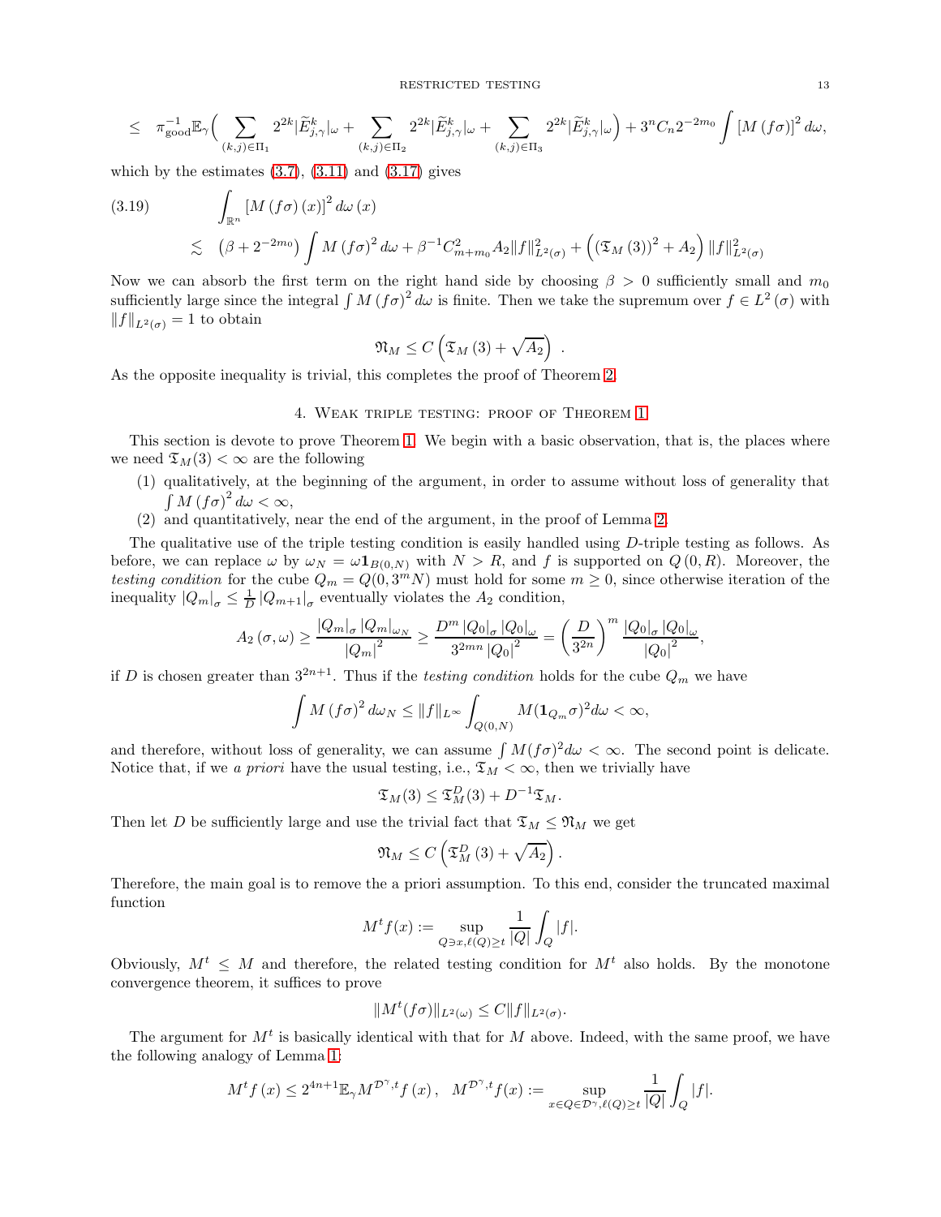$$\leq \pi_{\rm good}^{-1}\mathbb{E}_\gamma\Big(\sum_{(k,j)\in\Pi_1}2^{2k}|\widetilde{E}^k_{j,\gamma}|_\omega+\sum_{(k,j)\in\Pi_2}2^{2k}|\widetilde{E}^k_{j,\gamma}|_\omega+\sum_{(k,j)\in\Pi_3}2^{2k}|\widetilde{E}^k_{j,\gamma}|_\omega\Big)+3^nC_n2^{-2m_0}\int\left[M\left(f\sigma\right)\right]^2d\omega,$$

which by the estimates (3.7), (3.11) and (3.17) gives

$$\begin{aligned}(3.19)\qquad &\int_{\mathbb{R}^n}\left[M\left(f\sigma\right)(x)\right]^2d\omega\left(x\right)\\ &\lesssim \left(\beta+2^{-2m_0}\right)\int M\left(f\sigma\right)^2d\omega+\beta^{-1}C^2_{m+m_0}A_2\|f\|^2_{L^2(\sigma)}+\Big(\left(\mathfrak{T}_M\left(3\right)\right)^2+A_2\Big)\|f\|^2_{L^2(\sigma)}\end{aligned}$$

Now we can absorb the first term on the right hand side by choosing $\beta>0$ sufficiently small and $m_0$ sufficiently large since the integral $\int M\left(f\sigma\right)^2d\omega$ is finite. Then we take the supremum over $f\in L^2\left(\sigma\right)$ with $\|f\|_{L^2(\sigma)}=1$ to obtain

$$\mathfrak{N}_M\leq C\left(\mathfrak{T}_M\left(3\right)+\sqrt{A_2}\right)\ .$$

As the opposite inequality is trivial, this completes the proof of Theorem 2.

## 4. Weak triple testing: proof of Theorem 1

This section is devote to prove Theorem 1. We begin with a basic observation, that is, the places where we need $\mathfrak{T}_M(3)<\infty$ are the following

1. qualitatively, at the beginning of the argument, in order to assume without loss of generality that $\int M\left(f\sigma\right)^2d\omega<\infty$,
2. and quantitatively, near the end of the argument, in the proof of Lemma 2.

The qualitative use of the triple testing condition is easily handled using $D$-triple testing as follows. As before, we can replace $\omega$ by $\omega_N=\omega\mathbf{1}_{B(0,N)}$ with $N>R$, and $f$ is supported on $Q\left(0,R\right)$. Moreover, the *testing condition* for the cube $Q_m=Q(0,3^mN)$ must hold for some $m\geq 0$, since otherwise iteration of the inequality $\left|Q_m\right|_\sigma\leq\frac{1}{D}\left|Q_{m+1}\right|_\sigma$ eventually violates the $A_2$ condition,

$$A_2\left(\sigma,\omega\right)\geq\frac{\left|Q_m\right|_\sigma\left|Q_m\right|_{\omega_N}}{\left|Q_m\right|^2}\geq\frac{D^m\left|Q_0\right|_\sigma\left|Q_0\right|_\omega}{3^{2mn}\left|Q_0\right|^2}=\left(\frac{D}{3^{2n}}\right)^m\frac{\left|Q_0\right|_\sigma\left|Q_0\right|_\omega}{\left|Q_0\right|^2},$$

if $D$ is chosen greater than $3^{2n+1}$. Thus if the *testing condition* holds for the cube $Q_m$ we have

$$\int M\left(f\sigma\right)^2d\omega_N\leq\|f\|_{L^\infty}\int_{Q(0,N)}M(\mathbf{1}_{Q_m}\sigma)^2d\omega<\infty,$$

and therefore, without loss of generality, we can assume $\int M(f\sigma)^2d\omega<\infty$. The second point is delicate. Notice that, if we *a priori* have the usual testing, i.e., $\mathfrak{T}_M<\infty$, then we trivially have

$$\mathfrak{T}_M(3)\leq\mathfrak{T}^D_M(3)+D^{-1}\mathfrak{T}_M.$$

Then let $D$ be sufficiently large and use the trivial fact that $\mathfrak{T}_M\leq\mathfrak{N}_M$ we get

$$\mathfrak{N}_M\leq C\left(\mathfrak{T}^D_M\left(3\right)+\sqrt{A_2}\right).$$

Therefore, the main goal is to remove the a priori assumption. To this end, consider the truncated maximal function

$$M^tf(x):=\sup_{Q\ni x,\ell(Q)\geq t}\frac{1}{|Q|}\int_Q|f|.$$

Obviously, $M^t\leq M$ and therefore, the related testing condition for $M^t$ also holds. By the monotone convergence theorem, it suffices to prove

$$\|M^t(f\sigma)\|_{L^2(\omega)}\leq C\|f\|_{L^2(\sigma)}.$$

The argument for $M^t$ is basically identical with that for $M$ above. Indeed, with the same proof, we have the following analogy of Lemma 1:

$$M^tf\left(x\right)\leq 2^{4n+1}\mathbb{E}_\gamma M^{\mathcal{D}^\gamma,t}f\left(x\right),\quad M^{\mathcal{D}^\gamma,t}f(x):=\sup_{x\in Q\in\mathcal{D}^\gamma,\ell(Q)\geq t}\frac{1}{|Q|}\int_Q|f|.$$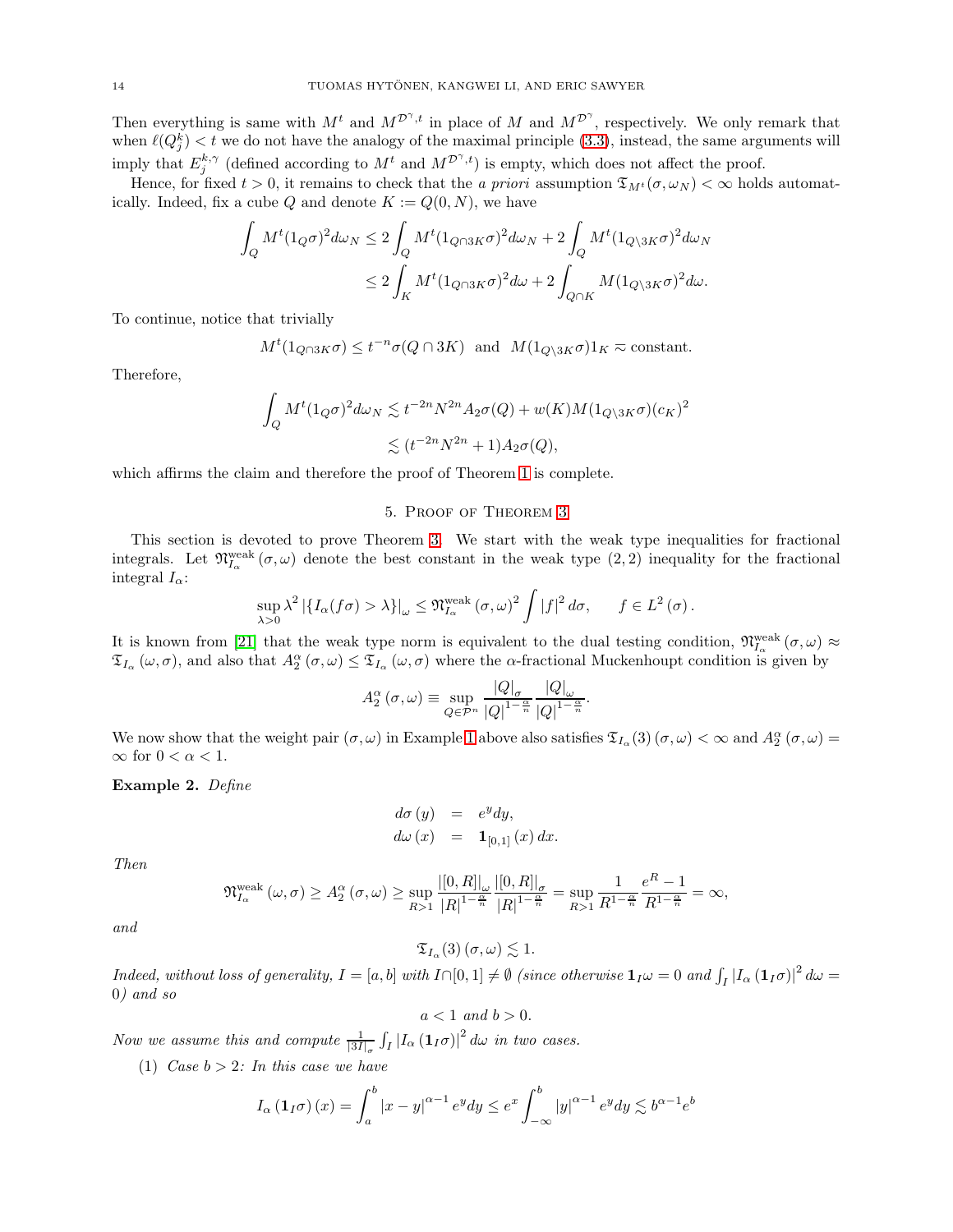Then everything is same with $M^t$ and $M^{\mathcal{D}^\gamma,t}$ in place of $M$ and $M^{\mathcal{D}^\gamma}$, respectively. We only remark that when $\ell(Q_j^k) < t$ we do not have the analogy of the maximal principle (3.3), instead, the same arguments will imply that $E_j^{k,\gamma}$ (defined according to $M^t$ and $M^{\mathcal{D}^\gamma,t}$) is empty, which does not affect the proof.

Hence, for fixed $t > 0$, it remains to check that the *a priori* assumption $\mathfrak{T}_{M^t}(\sigma, \omega_N) < \infty$ holds automatically. Indeed, fix a cube $Q$ and denote $K := Q(0, N)$, we have

$$\begin{aligned}\int_Q M^t(1_Q\sigma)^2 d\omega_N &\le 2\int_Q M^t(1_{Q\cap 3K}\sigma)^2 d\omega_N + 2\int_Q M^t(1_{Q\setminus 3K}\sigma)^2 d\omega_N \\ &\le 2\int_K M^t(1_{Q\cap 3K}\sigma)^2 d\omega + 2\int_{Q\cap K} M(1_{Q\setminus 3K}\sigma)^2 d\omega.\end{aligned}$$

To continue, notice that trivially

$$M^t(1_{Q\cap 3K}\sigma) \le t^{-n}\sigma(Q\cap 3K) \ \text{ and } \ M(1_{Q\setminus 3K}\sigma)1_K \approx \text{constant}.$$

Therefore,

$$\begin{aligned}\int_Q M^t(1_Q\sigma)^2 d\omega_N &\lesssim t^{-2n}N^{2n}A_2\sigma(Q) + w(K)M(1_{Q\setminus 3K}\sigma)(c_K)^2 \\ &\lesssim (t^{-2n}N^{2n}+1)A_2\sigma(Q),\end{aligned}$$

which affirms the claim and therefore the proof of Theorem 1 is complete.

## 5. Proof of Theorem 3

This section is devoted to prove Theorem 3. We start with the weak type inequalities for fractional integrals. Let $\mathfrak{N}^{\text{weak}}_{I_\alpha}(\sigma,\omega)$ denote the best constant in the weak type $(2,2)$ inequality for the fractional integral $I_\alpha$:

$$\sup_{\lambda>0}\lambda^2\left|\{I_\alpha(f\sigma)>\lambda\}\right|_\omega \le \mathfrak{N}^{\text{weak}}_{I_\alpha}(\sigma,\omega)^2\int |f|^2 d\sigma, \qquad f\in L^2(\sigma).$$

It is known from [21] that the weak type norm is equivalent to the dual testing condition, $\mathfrak{N}^{\text{weak}}_{I_\alpha}(\sigma,\omega) \approx \mathfrak{T}_{I_\alpha}(\omega,\sigma)$, and also that $A_2^\alpha(\sigma,\omega) \le \mathfrak{T}_{I_\alpha}(\omega,\sigma)$ where the $\alpha$-fractional Muckenhoupt condition is given by

$$A_2^\alpha(\sigma,\omega) \equiv \sup_{Q\in\mathcal{P}^n}\frac{|Q|_\sigma}{|Q|^{1-\frac{\alpha}{n}}}\frac{|Q|_\omega}{|Q|^{1-\frac{\alpha}{n}}}.$$

We now show that the weight pair $(\sigma,\omega)$ in Example 1 above also satisfies $\mathfrak{T}_{I_\alpha}(3)(\sigma,\omega) < \infty$ and $A_2^\alpha(\sigma,\omega) = \infty$ for $0<\alpha<1$.

**Example 2.** *Define*

$$\begin{aligned} d\sigma(y) &= e^y dy, \\ d\omega(x) &= \mathbf{1}_{[0,1]}(x)\, dx. \end{aligned}$$

*Then*

$$\mathfrak{N}^{\text{weak}}_{I_\alpha}(\omega,\sigma) \ge A_2^\alpha(\sigma,\omega) \ge \sup_{R>1}\frac{|[0,R]|_\omega}{|R|^{1-\frac{\alpha}{n}}}\frac{|[0,R]|_\sigma}{|R|^{1-\frac{\alpha}{n}}} = \sup_{R>1}\frac{1}{R^{1-\frac{\alpha}{n}}}\frac{e^R-1}{R^{1-\frac{\alpha}{n}}} = \infty,$$

*and*

$$\mathfrak{T}_{I_\alpha}(3)(\sigma,\omega) \lesssim 1.$$

*Indeed, without loss of generality, $I=[a,b]$ with $I\cap[0,1]\neq\emptyset$ (since otherwise $\mathbf{1}_I\omega = 0$ and $\int_I |I_\alpha(\mathbf{1}_I\sigma)|^2 d\omega = 0$) and so*

$$a<1 \text{ and } b>0.$$

*Now we assume this and compute $\frac{1}{|3I|_\sigma}\int_I |I_\alpha(\mathbf{1}_I\sigma)|^2 d\omega$ in two cases.*

1. *Case $b>2$: In this case we have*

$$I_\alpha(\mathbf{1}_I\sigma)(x) = \int_a^b |x-y|^{\alpha-1}e^y dy \le e^x\int_{-\infty}^b |y|^{\alpha-1}e^y dy \lesssim b^{\alpha-1}e^b$$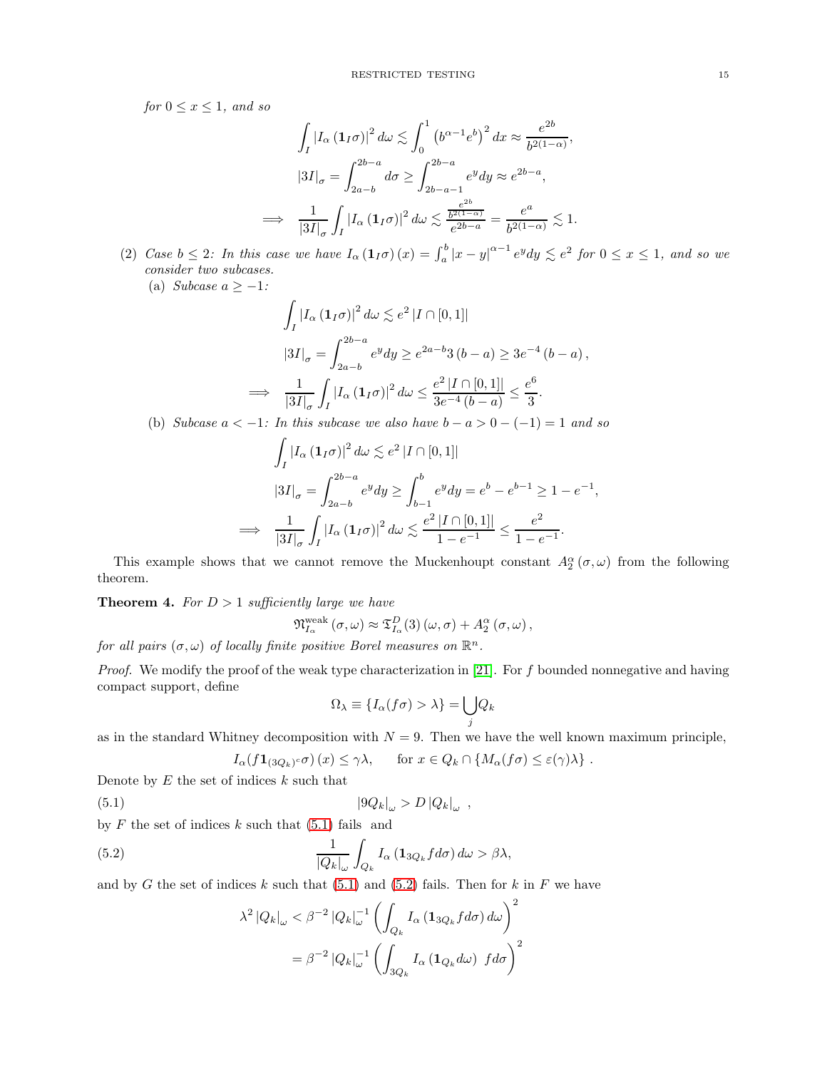*for* $0 \leq x \leq 1$*, and so*

$$
\begin{aligned}
\int_I \left|I_\alpha\left(\mathbf{1}_I\sigma\right)\right|^2 d\omega &\lesssim \int_0^1 \left(b^{\alpha-1}e^b\right)^2 dx \approx \frac{e^{2b}}{b^{2(1-\alpha)}},\\
|3I|_\sigma &= \int_{2a-b}^{2b-a} d\sigma \geq \int_{2b-a-1}^{2b-a} e^y dy \approx e^{2b-a},\\
\implies \quad \frac{1}{|3I|_\sigma}\int_I \left|I_\alpha\left(\mathbf{1}_I\sigma\right)\right|^2 d\omega &\lesssim \frac{\frac{e^{2b}}{b^{2(1-\alpha)}}}{e^{2b-a}} = \frac{e^a}{b^{2(1-\alpha)}} \lesssim 1.
\end{aligned}
$$

(2) *Case* $b \leq 2$*: In this case we have* $I_\alpha\left(\mathbf{1}_I\sigma\right)(x) = \int_a^b |x-y|^{\alpha-1} e^y dy \lesssim e^2$ *for* $0 \leq x \leq 1$*, and so we consider two subcases.*

(a) *Subcase* $a \geq -1$*:*

$$
\begin{aligned}
\int_I \left|I_\alpha\left(\mathbf{1}_I\sigma\right)\right|^2 d\omega &\lesssim e^2 \left|I \cap [0,1]\right|\\
|3I|_\sigma &= \int_{2a-b}^{2b-a} e^y dy \geq e^{2a-b} 3(b-a) \geq 3e^{-4}(b-a),\\
\implies \quad \frac{1}{|3I|_\sigma}\int_I \left|I_\alpha\left(\mathbf{1}_I\sigma\right)\right|^2 d\omega &\leq \frac{e^2 \left|I\cap[0,1]\right|}{3e^{-4}(b-a)} \leq \frac{e^6}{3}.
\end{aligned}
$$

(b) *Subcase* $a < -1$*: In this subcase we also have* $b - a > 0 - (-1) = 1$ *and so*

$$
\begin{aligned}
\int_I \left|I_\alpha\left(\mathbf{1}_I\sigma\right)\right|^2 d\omega &\lesssim e^2 \left|I \cap [0,1]\right|\\
|3I|_\sigma &= \int_{2a-b}^{2b-a} e^y dy \geq \int_{b-1}^{b} e^y dy = e^b - e^{b-1} \geq 1 - e^{-1},\\
\implies \quad \frac{1}{|3I|_\sigma}\int_I \left|I_\alpha\left(\mathbf{1}_I\sigma\right)\right|^2 d\omega &\lesssim \frac{e^2 \left|I\cap[0,1]\right|}{1-e^{-1}} \leq \frac{e^2}{1-e^{-1}}.
\end{aligned}
$$

This example shows that we cannot remove the Muckenhoupt constant $A_2^\alpha(\sigma,\omega)$ from the following theorem.

**Theorem 4.** *For* $D > 1$ *sufficiently large we have*

$$
\mathfrak{N}_{I_\alpha}^{\mathrm{weak}}(\sigma,\omega) \approx \mathfrak{T}_{I_\alpha}^D(3)(\omega,\sigma) + A_2^\alpha(\sigma,\omega),
$$

*for all pairs* $(\sigma,\omega)$ *of locally finite positive Borel measures on* $\mathbb{R}^n$*.*

*Proof.* We modify the proof of the weak type characterization in [21]. For $f$ bounded nonnegative and having compact support, define

$$
\Omega_\lambda \equiv \{I_\alpha(f\sigma) > \lambda\} = \bigcup_j Q_k
$$

as in the standard Whitney decomposition with $N = 9$. Then we have the well known maximum principle,

$$
I_\alpha(f\mathbf{1}_{(3Q_k)^c}\sigma)(x) \leq \gamma\lambda, \qquad \text{for } x \in Q_k \cap \{M_\alpha(f\sigma) \leq \varepsilon(\gamma)\lambda\}.
$$

Denote by $E$ the set of indices $k$ such that

$$
|9Q_k|_\omega > D\,|Q_k|_\omega\ , \tag{5.1}
$$

by $F$ the set of indices $k$ such that (5.1) fails and

$$
\frac{1}{|Q_k|_\omega}\int_{Q_k} I_\alpha\left(\mathbf{1}_{3Q_k} f d\sigma\right) d\omega > \beta\lambda, \tag{5.2}
$$

and by $G$ the set of indices $k$ such that (5.1) and (5.2) fails. Then for $k$ in $F$ we have

$$
\begin{aligned}
\lambda^2 |Q_k|_\omega &< \beta^{-2} |Q_k|_\omega^{-1} \left(\int_{Q_k} I_\alpha\left(\mathbf{1}_{3Q_k} f d\sigma\right) d\omega\right)^2\\
&= \beta^{-2} |Q_k|_\omega^{-1} \left(\int_{3Q_k} I_\alpha\left(\mathbf{1}_{Q_k} d\omega\right)\ f d\sigma\right)^2
\end{aligned}
$$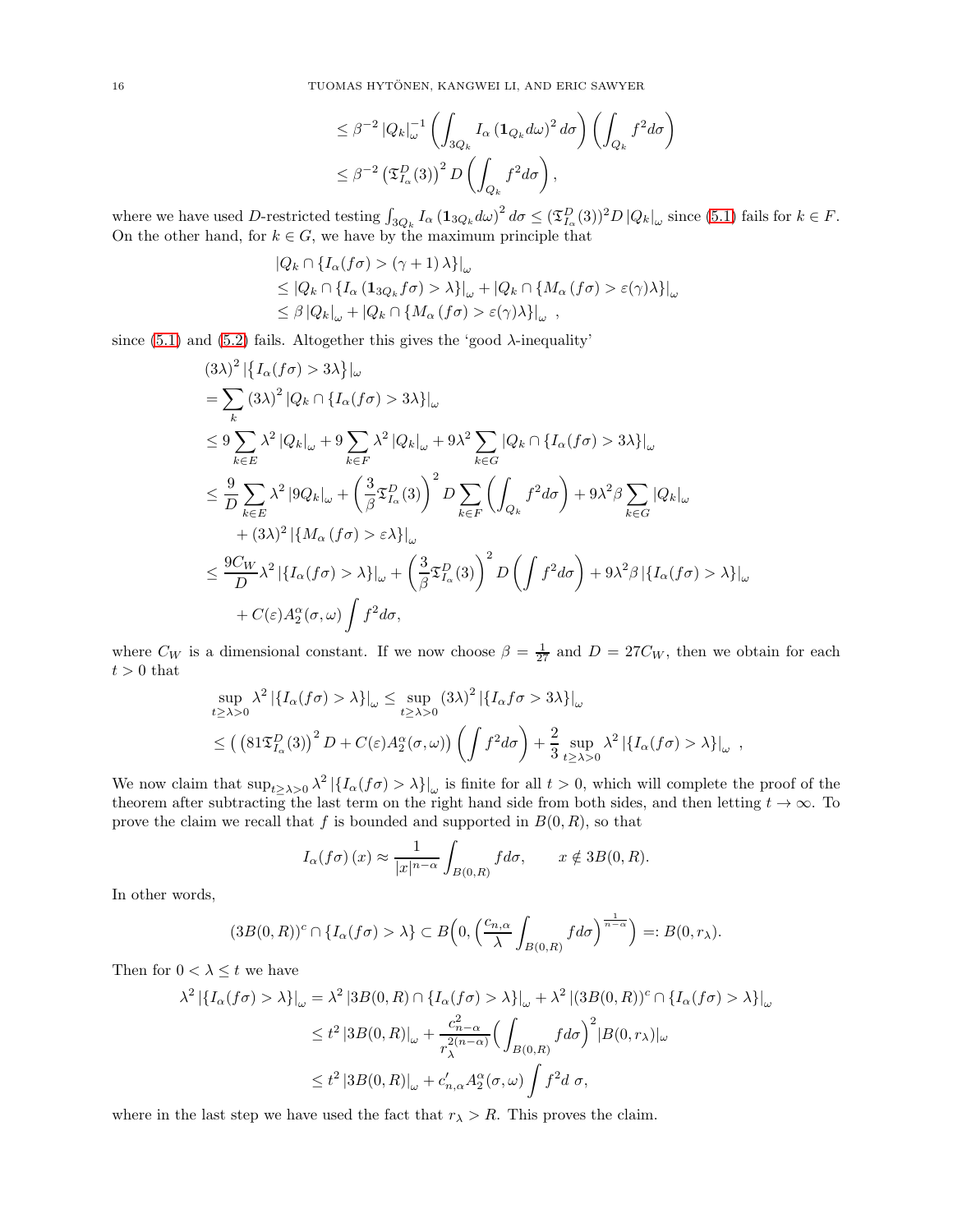$$
\begin{aligned}
&\leq \beta^{-2} |Q_k|_\omega^{-1} \left( \int_{3Q_k} I_\alpha \left( \mathbf{1}_{Q_k} d\omega \right)^2 d\sigma \right) \left( \int_{Q_k} f^2 d\sigma \right) \\
&\leq \beta^{-2} \left( \mathfrak{T}_{I_\alpha}^D(3) \right)^2 D \left( \int_{Q_k} f^2 d\sigma \right),
\end{aligned}
$$

where we have used $D$-restricted testing $\int_{3Q_k} I_\alpha \left( \mathbf{1}_{3Q_k} d\omega \right)^2 d\sigma \leq (\mathfrak{T}_{I_\alpha}^D(3))^2 D \left|Q_k\right|_\omega$ since (5.1) fails for $k \in F$. On the other hand, for $k \in G$, we have by the maximum principle that

$$
\begin{aligned}
&\left|Q_k \cap \{I_\alpha(f\sigma) > (\gamma+1)\lambda\}\right|_\omega \\
&\leq \left|Q_k \cap \{I_\alpha(\mathbf{1}_{3Q_k} f\sigma) > \lambda\}\right|_\omega + \left|Q_k \cap \{M_\alpha(f\sigma) > \varepsilon(\gamma)\lambda\}\right|_\omega \\
&\leq \beta \left|Q_k\right|_\omega + \left|Q_k \cap \{M_\alpha(f\sigma) > \varepsilon(\gamma)\lambda\}\right|_\omega \ ,
\end{aligned}
$$

since (5.1) and (5.2) fails. Altogether this gives the 'good $\lambda$-inequality'

$$
\begin{aligned}
&(3\lambda)^2 \left|\{I_\alpha(f\sigma) > 3\lambda\}\right|_\omega \\
&= \sum_k (3\lambda)^2 \left|Q_k \cap \{I_\alpha(f\sigma) > 3\lambda\}\right|_\omega \\
&\leq 9 \sum_{k \in E} \lambda^2 \left|Q_k\right|_\omega + 9 \sum_{k \in F} \lambda^2 \left|Q_k\right|_\omega + 9\lambda^2 \sum_{k \in G} \left|Q_k \cap \{I_\alpha(f\sigma) > 3\lambda\}\right|_\omega \\
&\leq \frac{9}{D} \sum_{k \in E} \lambda^2 \left|9Q_k\right|_\omega + \left( \frac{3}{\beta} \mathfrak{T}_{I_\alpha}^D(3) \right)^2 D \sum_{k \in F} \left( \int_{Q_k} f^2 d\sigma \right) + 9\lambda^2 \beta \sum_{k \in G} \left|Q_k\right|_\omega \\
&\quad + (3\lambda)^2 \left|\{M_\alpha(f\sigma) > \varepsilon\lambda\}\right|_\omega \\
&\leq \frac{9C_W}{D} \lambda^2 \left|\{I_\alpha(f\sigma) > \lambda\}\right|_\omega + \left( \frac{3}{\beta} \mathfrak{T}_{I_\alpha}^D(3) \right)^2 D \left( \int f^2 d\sigma \right) + 9\lambda^2 \beta \left|\{I_\alpha(f\sigma) > \lambda\}\right|_\omega \\
&\quad + C(\varepsilon) A_2^\alpha(\sigma,\omega) \int f^2 d\sigma,
\end{aligned}
$$

where $C_W$ is a dimensional constant. If we now choose $\beta = \frac{1}{27}$ and $D = 27C_W$, then we obtain for each $t > 0$ that

$$
\begin{aligned}
&\sup_{t \geq \lambda > 0} \lambda^2 \left|\{I_\alpha(f\sigma) > \lambda\}\right|_\omega \leq \sup_{t \geq \lambda > 0} (3\lambda)^2 \left|\{I_\alpha f\sigma > 3\lambda\}\right|_\omega \\
&\leq \left( \left( 81 \mathfrak{T}_{I_\alpha}^D(3) \right)^2 D + C(\varepsilon) A_2^\alpha(\sigma,\omega) \right) \left( \int f^2 d\sigma \right) + \frac{2}{3} \sup_{t \geq \lambda > 0} \lambda^2 \left|\{I_\alpha(f\sigma) > \lambda\}\right|_\omega \ ,
\end{aligned}
$$

We now claim that $\sup_{t \geq \lambda > 0} \lambda^2 \left|\{I_\alpha(f\sigma) > \lambda\}\right|_\omega$ is finite for all $t > 0$, which will complete the proof of the theorem after subtracting the last term on the right hand side from both sides, and then letting $t \to \infty$. To prove the claim we recall that $f$ is bounded and supported in $B(0,R)$, so that

$$
I_\alpha(f\sigma)(x) \approx \frac{1}{|x|^{n-\alpha}} \int_{B(0,R)} f d\sigma, \qquad x \notin 3B(0,R).
$$

In other words,

$$
(3B(0,R))^c \cap \{I_\alpha(f\sigma) > \lambda\} \subset B\Big(0, \Big(\frac{c_{n,\alpha}}{\lambda} \int_{B(0,R)} f d\sigma\Big)^{\frac{1}{n-\alpha}}\Big) =: B(0, r_\lambda).
$$

Then for $0 < \lambda \leq t$ we have

$$
\begin{aligned}
\lambda^2 \left|\{I_\alpha(f\sigma) > \lambda\}\right|_\omega &= \lambda^2 \left|3B(0,R) \cap \{I_\alpha(f\sigma) > \lambda\}\right|_\omega + \lambda^2 \left|(3B(0,R))^c \cap \{I_\alpha(f\sigma) > \lambda\}\right|_\omega \\
&\leq t^2 \left|3B(0,R)\right|_\omega + \frac{c_{n-\alpha}^2}{r_\lambda^{2(n-\alpha)}} \Big( \int_{B(0,R)} f d\sigma \Big)^2 |B(0,r_\lambda)|_\omega \\
&\leq t^2 \left|3B(0,R)\right|_\omega + c'_{n,\alpha} A_2^\alpha(\sigma,\omega) \int f^2 d\ \sigma,
\end{aligned}
$$

where in the last step we have used the fact that $r_\lambda > R$. This proves the claim.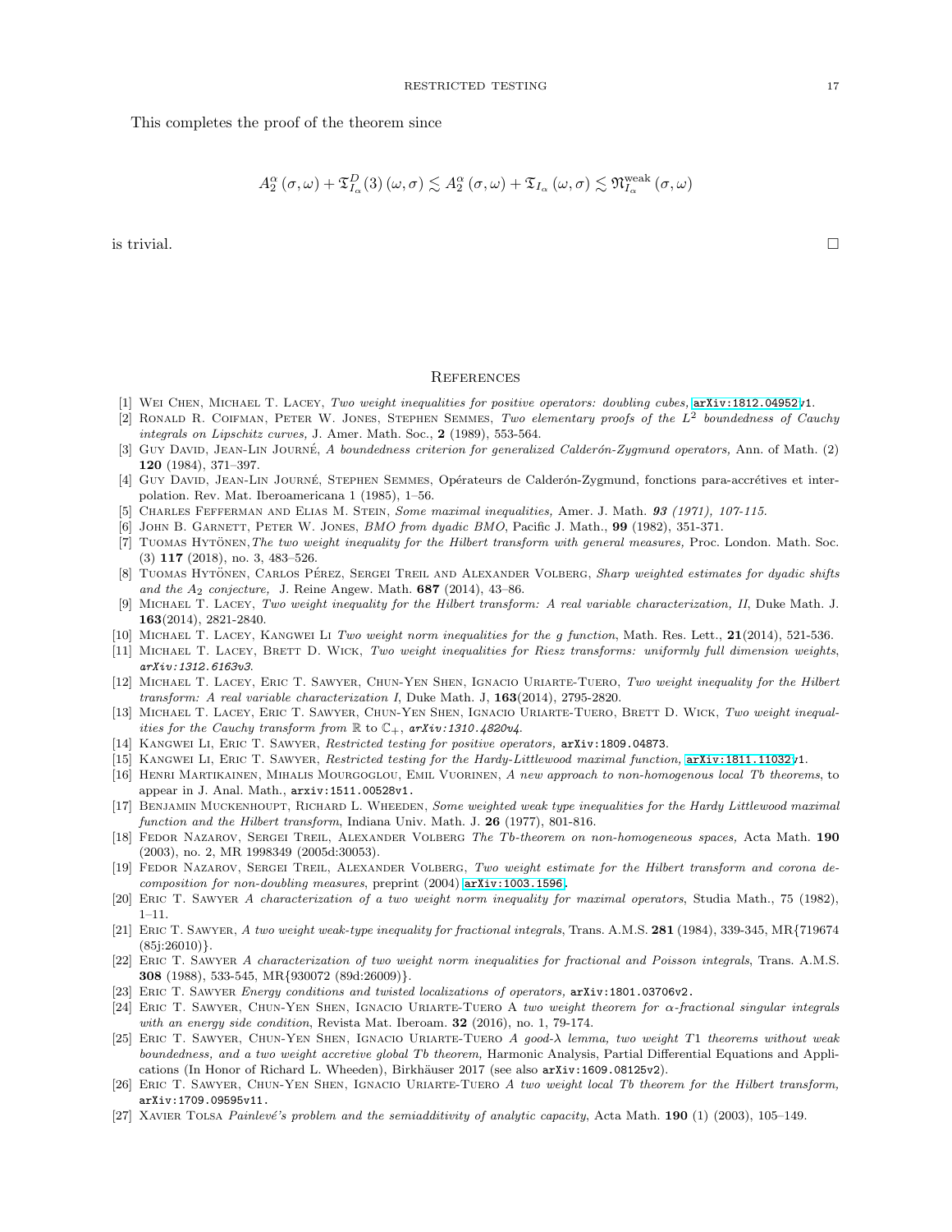This completes the proof of the theorem since

$$A_2^{\alpha}(\sigma,\omega)+\mathfrak{T}_{I_\alpha}^{D}(3)(\omega,\sigma)\lesssim A_2^{\alpha}(\sigma,\omega)+\mathfrak{T}_{I_\alpha}(\omega,\sigma)\lesssim \mathfrak{N}_{I_\alpha}^{\mathrm{weak}}(\sigma,\omega)$$

is trivial. □

## References

[1] Wei Chen, Michael T. Lacey, *Two weight inequalities for positive operators: doubling cubes,* arXiv:1812.04952v1.

[2] Ronald R. Coifman, Peter W. Jones, Stephen Semmes, *Two elementary proofs of the $L^2$ boundedness of Cauchy integrals on Lipschitz curves,* J. Amer. Math. Soc., **2** (1989), 553-564.

[3] Guy David, Jean-Lin Journé, *A boundedness criterion for generalized Calderón-Zygmund operators,* Ann. of Math. (2) **120** (1984), 371–397.

[4] Guy David, Jean-Lin Journé, Stephen Semmes, Opérateurs de Calderón-Zygmund, fonctions para-accrétives et interpolation. Rev. Mat. Iberoamericana 1 (1985), 1–56.

[5] Charles Fefferman and Elias M. Stein, *Some maximal inequalities,* Amer. J. Math. ***93** (1971), 107-115.*

[6] John B. Garnett, Peter W. Jones, *BMO from dyadic BMO*, Pacific J. Math., **99** (1982), 351-371.

[7] Tuomas Hytönen, *The two weight inequality for the Hilbert transform with general measures,* Proc. London. Math. Soc. (3) **117** (2018), no. 3, 483–526.

[8] Tuomas Hytönen, Carlos Pérez, Sergei Treil and Alexander Volberg, *Sharp weighted estimates for dyadic shifts and the $A_2$ conjecture,* J. Reine Angew. Math. **687** (2014), 43–86.

[9] Michael T. Lacey, *Two weight inequality for the Hilbert transform: A real variable characterization, II*, Duke Math. J. **163**(2014), 2821-2840.

[10] Michael T. Lacey, Kangwei Li *Two weight norm inequalities for the g function*, Math. Res. Lett., **21**(2014), 521-536.

[11] Michael T. Lacey, Brett D. Wick, *Two weight inequalities for Riesz transforms: uniformly full dimension weights, arXiv:1312.6163v3.*

[12] Michael T. Lacey, Eric T. Sawyer, Chun-Yen Shen, Ignacio Uriarte-Tuero, *Two weight inequality for the Hilbert transform: A real variable characterization I*, Duke Math. J, **163**(2014), 2795-2820.

[13] Michael T. Lacey, Eric T. Sawyer, Chun-Yen Shen, Ignacio Uriarte-Tuero, Brett D. Wick, *Two weight inequalities for the Cauchy transform from $\mathbb{R}$ to $\mathbb{C}_+$, arXiv:1310.4820v4.*

[14] Kangwei Li, Eric T. Sawyer, *Restricted testing for positive operators,* arXiv:1809.04873.

[15] Kangwei Li, Eric T. Sawyer, *Restricted testing for the Hardy-Littlewood maximal function,* arXiv:1811.11032v1.

[16] Henri Martikainen, Mihalis Mourgoglou, Emil Vuorinen, *A new approach to non-homogenous local Tb theorems*, to appear in J. Anal. Math., arxiv:1511.00528v1.

[17] Benjamin Muckenhoupt, Richard L. Wheeden, *Some weighted weak type inequalities for the Hardy Littlewood maximal function and the Hilbert transform*, Indiana Univ. Math. J. **26** (1977), 801-816.

[18] Fedor Nazarov, Sergei Treil, Alexander Volberg *The Tb-theorem on non-homogeneous spaces,* Acta Math. **190** (2003), no. 2, MR 1998349 (2005d:30053).

[19] Fedor Nazarov, Sergei Treil, Alexander Volberg, *Two weight estimate for the Hilbert transform and corona decomposition for non-doubling measures*, preprint (2004) arXiv:1003.1596.

[20] Eric T. Sawyer *A characterization of a two weight norm inequality for maximal operators*, Studia Math., 75 (1982), 1–11.

[21] Eric T. Sawyer, *A two weight weak-type inequality for fractional integrals*, Trans. A.M.S. **281** (1984), 339-345, MR{719674 (85j:26010)}.

[22] Eric T. Sawyer *A characterization of two weight norm inequalities for fractional and Poisson integrals*, Trans. A.M.S. **308** (1988), 533-545, MR{930072 (89d:26009)}.

[23] Eric T. Sawyer *Energy conditions and twisted localizations of operators,* arXiv:1801.03706v2.

[24] Eric T. Sawyer, Chun-Yen Shen, Ignacio Uriarte-Tuero *A two weight theorem for α-fractional singular integrals with an energy side condition*, Revista Mat. Iberoam. **32** (2016), no. 1, 79-174.

[25] Eric T. Sawyer, Chun-Yen Shen, Ignacio Uriarte-Tuero *A good-λ lemma, two weight T1 theorems without weak boundedness, and a two weight accretive global Tb theorem,* Harmonic Analysis, Partial Differential Equations and Applications (In Honor of Richard L. Wheeden), Birkhäuser 2017 (see also arXiv:1609.08125v2).

[26] Eric T. Sawyer, Chun-Yen Shen, Ignacio Uriarte-Tuero *A two weight local Tb theorem for the Hilbert transform,* arXiv:1709.09595v11.

[27] Xavier Tolsa *Painlevé's problem and the semiadditivity of analytic capacity*, Acta Math. **190** (1) (2003), 105–149.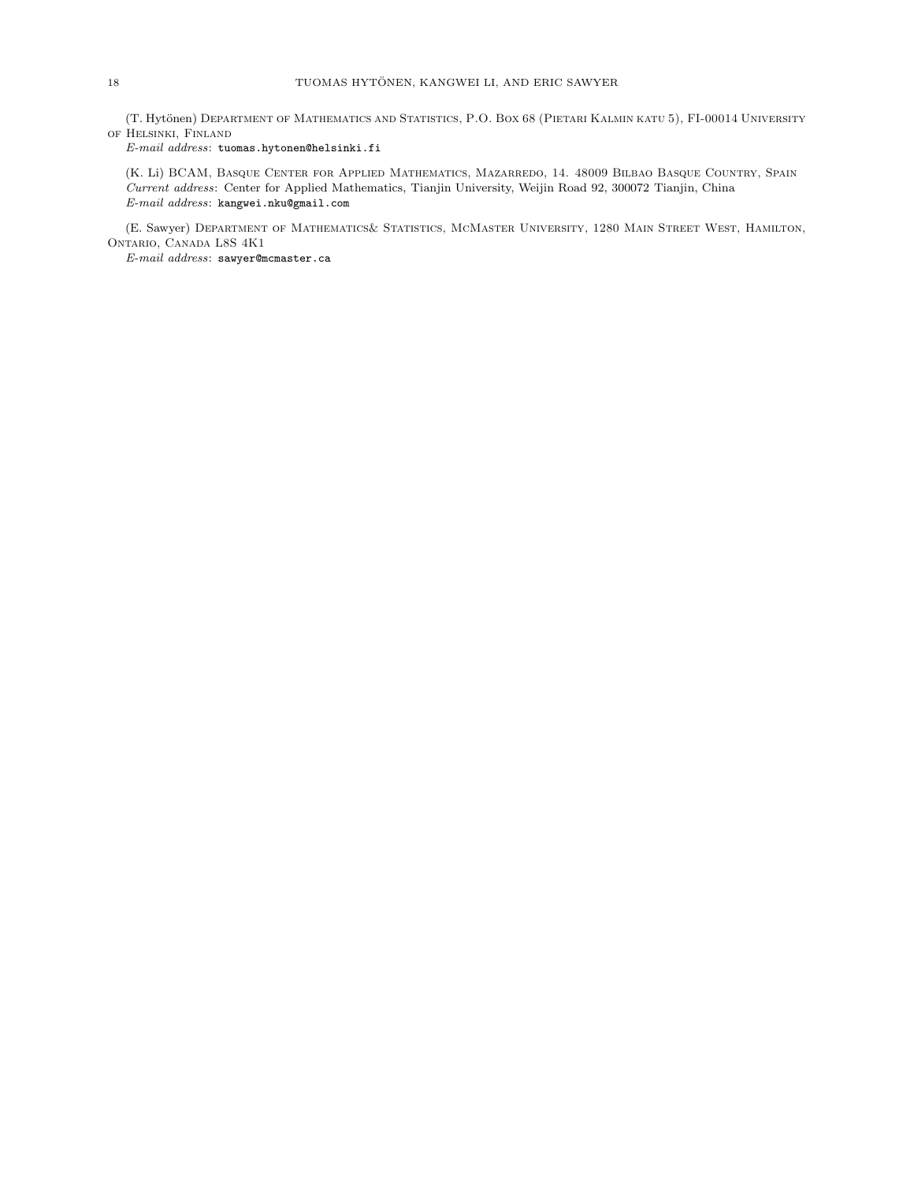(T. Hytönen) Department of Mathematics and Statistics, P.O. Box 68 (Pietari Kalmin katu 5), FI-00014 University of Helsinki, Finland

*E-mail address*: tuomas.hytonen@helsinki.fi

(K. Li) BCAM, Basque Center for Applied Mathematics, Mazarredo, 14. 48009 Bilbao Basque Country, Spain

*Current address*: Center for Applied Mathematics, Tianjin University, Weijin Road 92, 300072 Tianjin, China

*E-mail address*: kangwei.nku@gmail.com

(E. Sawyer) Department of Mathematics& Statistics, McMaster University, 1280 Main Street West, Hamilton, Ontario, Canada L8S 4K1

*E-mail address*: sawyer@mcmaster.ca